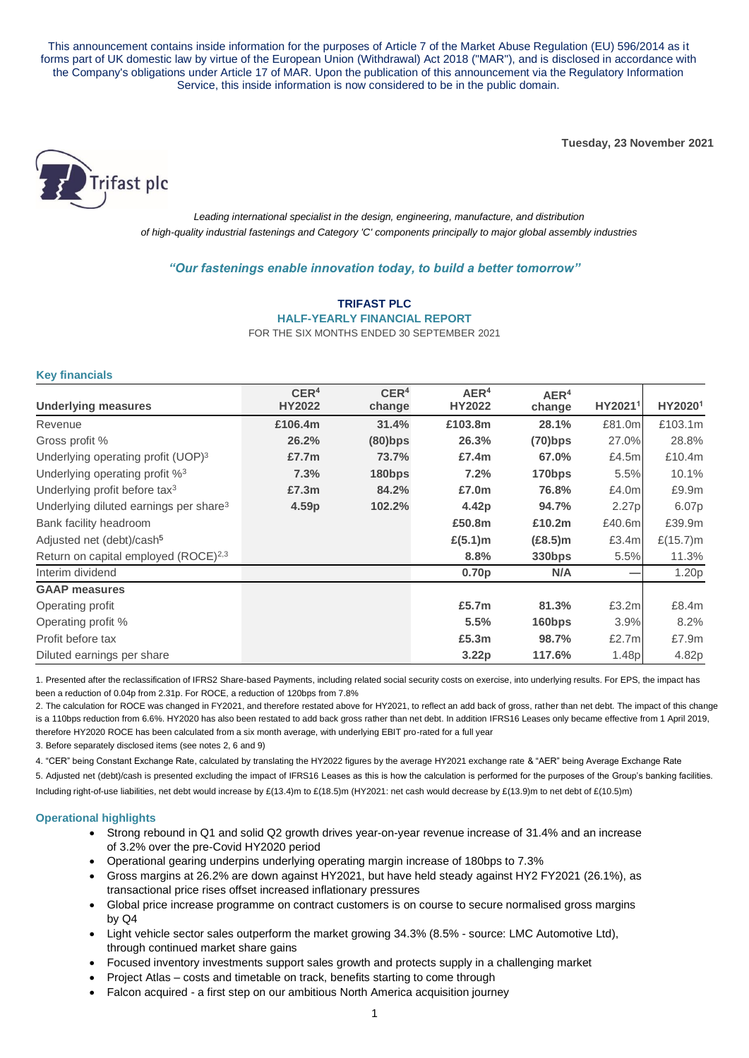This announcement contains inside information for the purposes of Article 7 of the Market Abuse Regulation (EU) 596/2014 as it forms part of UK domestic law by virtue of the European Union (Withdrawal) Act 2018 ("MAR"), and is disclosed in accordance with the Company's obligations under Article 17 of MAR. Upon the publication of this announcement via the Regulatory Information Service, this inside information is now considered to be in the public domain.

**Tuesday, 23 November 2021**

Trifast plc

*Leading international specialist in the design, engineering, manufacture, and distribution of high-quality industrial fastenings and Category 'C' components principally to major global assembly industries*

*"Our fastenings enable innovation today, to build a better tomorrow"*

# TRIFAST PLC

## HALF-YEARLY FINANCIAL REPORT

FOR THE SIX MONTHS ENDED 30 SEPTEMBER 2021

### Key financials

| Underlying measures | CER[4] HY2022 | CER[4] change | AER[4] HY2022 | AER[4] change | HY2021[1] | HY2020[1] |
|---|---|---|---|---|---|---|
| Revenue | £106.4m | 31.4% | £103.8m | 28.1% | £81.0m | £103.1m |
| Gross profit % | 26.2% | (80)bps | 26.3% | (70)bps | 27.0% | 28.8% |
| Underlying operating profit (UOP)[3] | £7.7m | 73.7% | £7.4m | 67.0% | £4.5m | £10.4m |
| Underlying operating profit %[3] | 7.3% | 180bps | 7.2% | 170bps | 5.5% | 10.1% |
| Underlying profit before tax[3] | £7.3m | 84.2% | £7.0m | 76.8% | £4.0m | £9.9m |
| Underlying diluted earnings per share[3] | 4.59p | 102.2% | 4.42p | 94.7% | 2.27p | 6.07p |
| Bank facility headroom | | | £50.8m | £10.2m | £40.6m | £39.9m |
| Adjusted net (debt)/cash[5] | | | £(5.1)m | (£8.5)m | £3.4m | £(15.7)m |
| Return on capital employed (ROCE)[2,3] | | | 8.8% | 330bps | 5.5% | 11.3% |
| Interim dividend | | | 0.70p | N/A | — | 1.20p |
| **GAAP measures** | | | | | | |
| Operating profit | | | £5.7m | 81.3% | £3.2m | £8.4m |
| Operating profit % | | | 5.5% | 160bps | 3.9% | 8.2% |
| Profit before tax | | | £5.3m | 98.7% | £2.7m | £7.9m |
| Diluted earnings per share | | | 3.22p | 117.6% | 1.48p | 4.82p |

1. Presented after the reclassification of IFRS2 Share-based Payments, including related social security costs on exercise, into underlying results. For EPS, the impact has been a reduction of 0.04p from 2.31p. For ROCE, a reduction of 120bps from 7.8%

2. The calculation for ROCE was changed in FY2021, and therefore restated above for HY2021, to reflect an add back of gross, rather than net debt. The impact of this change is a 110bps reduction from 6.6%. HY2020 has also been restated to add back gross rather than net debt. In addition IFRS16 Leases only became effective from 1 April 2019, therefore HY2020 ROCE has been calculated from a six month average, with underlying EBIT pro-rated for a full year

3. Before separately disclosed items (see notes 2, 6 and 9)

4. "CER" being Constant Exchange Rate, calculated by translating the HY2022 figures by the average HY2021 exchange rate & "AER" being Average Exchange Rate

5. Adjusted net (debt)/cash is presented excluding the impact of IFRS16 Leases as this is how the calculation is performed for the purposes of the Group's banking facilities. Including right-of-use liabilities, net debt would increase by £(13.4)m to £(18.5)m (HY2021: net cash would decrease by £(13.9)m to net debt of £(10.5)m)

### Operational highlights

- Strong rebound in Q1 and solid Q2 growth drives year-on-year revenue increase of 31.4% and an increase of 3.2% over the pre-Covid HY2020 period
- Operational gearing underpins underlying operating margin increase of 180bps to 7.3%
- Gross margins at 26.2% are down against HY2021, but have held steady against HY2 FY2021 (26.1%), as transactional price rises offset increased inflationary pressures
- Global price increase programme on contract customers is on course to secure normalised gross margins by Q4
- Light vehicle sector sales outperform the market growing 34.3% (8.5% - source: LMC Automotive Ltd), through continued market share gains
- Focused inventory investments support sales growth and protects supply in a challenging market
- Project Atlas – costs and timetable on track, benefits starting to come through
- Falcon acquired - a first step on our ambitious North America acquisition journey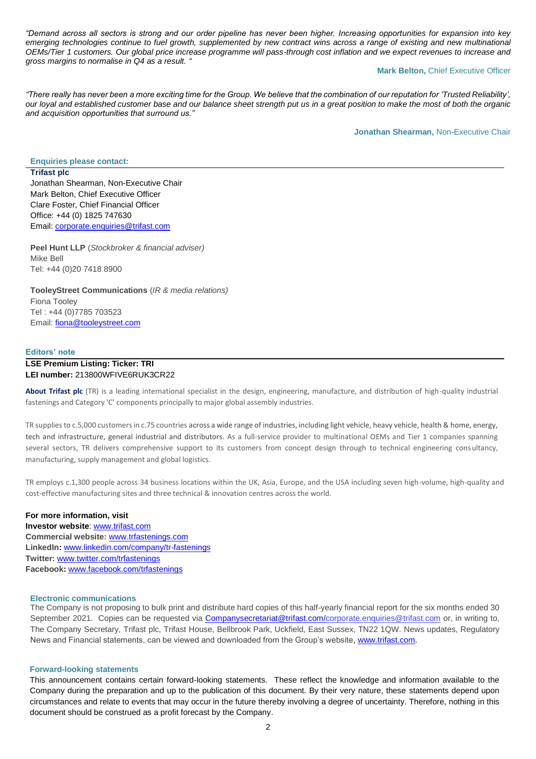*"Demand across all sectors is strong and our order pipeline has never been higher. Increasing opportunities for expansion into key emerging technologies continue to fuel growth, supplemented by new contract wins across a range of existing and new multinational OEMs/Tier 1 customers. Our global price increase programme will pass-through cost inflation and we expect revenues to increase and gross margins to normalise in Q4 as a result. "*

**Mark Belton,** Chief Executive Officer

*"There really has never been a more exciting time for the Group. We believe that the combination of our reputation for 'Trusted Reliability', our loyal and established customer base and our balance sheet strength put us in a great position to make the most of both the organic and acquisition opportunities that surround us."*

**Jonathan Shearman,** Non-Executive Chair

**Enquiries please contact:**

**Trifast plc**
Jonathan Shearman, Non-Executive Chair
Mark Belton, Chief Executive Officer
Clare Foster, Chief Financial Officer
Office: +44 (0) 1825 747630
Email: corporate.enquiries@trifast.com

**Peel Hunt LLP** (*Stockbroker & financial adviser)*
Mike Bell
Tel: +44 (0)20 7418 8900

**TooleyStreet Communications** (*IR & media relations)*
Fiona Tooley
Tel : +44 (0)7785 703523
Email: fiona@tooleystreet.com

**Editors' note**

**LSE Premium Listing: Ticker: TRI**
**LEI number:** 213800WFIVE6RUK3CR22

**About Trifast plc** (TR) is a leading international specialist in the design, engineering, manufacture, and distribution of high-quality industrial fastenings and Category 'C' components principally to major global assembly industries.

TR supplies to c.5,000 customers in c.75 countries across a wide range of industries, including light vehicle, heavy vehicle, health & home, energy, tech and infrastructure, general industrial and distributors. As a full-service provider to multinational OEMs and Tier 1 companies spanning several sectors, TR delivers comprehensive support to its customers from concept design through to technical engineering consultancy, manufacturing, supply management and global logistics.

TR employs c.1,300 people across 34 business locations within the UK, Asia, Europe, and the USA including seven high-volume, high-quality and cost-effective manufacturing sites and three technical & innovation centres across the world.

**For more information, visit**
**Investor website**: www.trifast.com
**Commercial website:** www.trfastenings.com
**LinkedIn:** www.linkedin.com/company/tr-fastenings
**Twitter:** www.twitter.com/trfastenings
**Facebook:** www.facebook.com/trfastenings

**Electronic communications**

The Company is not proposing to bulk print and distribute hard copies of this half-yearly financial report for the six months ended 30 September 2021. Copies can be requested via Companysecretariat@trifast.com/corporate.enquiries@trifast.com or, in writing to, The Company Secretary, Trifast plc, Trifast House, Bellbrook Park, Uckfield, East Sussex, TN22 1QW. News updates, Regulatory News and Financial statements, can be viewed and downloaded from the Group's website, www.trifast.com.

**Forward-looking statements**

This announcement contains certain forward-looking statements. These reflect the knowledge and information available to the Company during the preparation and up to the publication of this document. By their very nature, these statements depend upon circumstances and relate to events that may occur in the future thereby involving a degree of uncertainty. Therefore, nothing in this document should be construed as a profit forecast by the Company.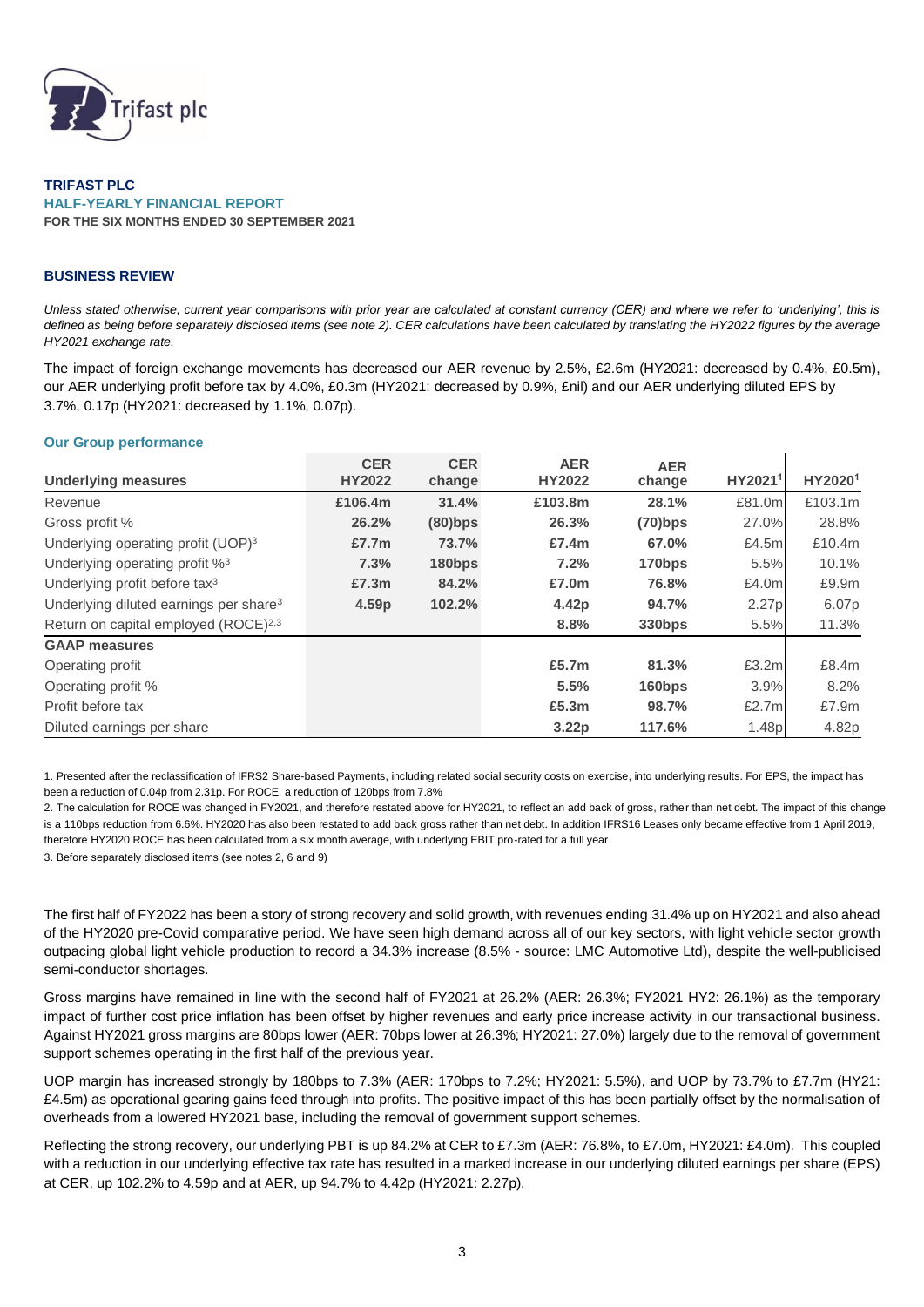Trifast plc

**TRIFAST PLC**
**HALF-YEARLY FINANCIAL REPORT**
**FOR THE SIX MONTHS ENDED 30 SEPTEMBER 2021**

## BUSINESS REVIEW

*Unless stated otherwise, current year comparisons with prior year are calculated at constant currency (CER) and where we refer to 'underlying', this is defined as being before separately disclosed items (see note 2). CER calculations have been calculated by translating the HY2022 figures by the average HY2021 exchange rate.*

The impact of foreign exchange movements has decreased our AER revenue by 2.5%, £2.6m (HY2021: decreased by 0.4%, £0.5m), our AER underlying profit before tax by 4.0%, £0.3m (HY2021: decreased by 0.9%, £nil) and our AER underlying diluted EPS by 3.7%, 0.17p (HY2021: decreased by 1.1%, 0.07p).

### Our Group performance

| Underlying measures | CER HY2022 | CER change | AER HY2022 | AER change | HY2021[1] | HY2020[1] |
|---|---|---|---|---|---|---|
| Revenue | **£106.4m** | **31.4%** | **£103.8m** | **28.1%** | £81.0m | £103.1m |
| Gross profit % | **26.2%** | **(80)bps** | **26.3%** | **(70)bps** | 27.0% | 28.8% |
| Underlying operating profit (UOP)[3] | **£7.7m** | **73.7%** | **£7.4m** | **67.0%** | £4.5m | £10.4m |
| Underlying operating profit %[3] | **7.3%** | **180bps** | **7.2%** | **170bps** | 5.5% | 10.1% |
| Underlying profit before tax[3] | **£7.3m** | **84.2%** | **£7.0m** | **76.8%** | £4.0m | £9.9m |
| Underlying diluted earnings per share[3] | **4.59p** | **102.2%** | **4.42p** | **94.7%** | 2.27p | 6.07p |
| Return on capital employed (ROCE)[2,3] | | | **8.8%** | **330bps** | 5.5% | 11.3% |
| **GAAP measures** | | | | | | |
| Operating profit | | | **£5.7m** | **81.3%** | £3.2m | £8.4m |
| Operating profit % | | | **5.5%** | **160bps** | 3.9% | 8.2% |
| Profit before tax | | | **£5.3m** | **98.7%** | £2.7m | £7.9m |
| Diluted earnings per share | | | **3.22p** | **117.6%** | 1.48p | 4.82p |

1. Presented after the reclassification of IFRS2 Share-based Payments, including related social security costs on exercise, into underlying results. For EPS, the impact has been a reduction of 0.04p from 2.31p. For ROCE, a reduction of 120bps from 7.8%

2. The calculation for ROCE was changed in FY2021, and therefore restated above for HY2021, to reflect an add back of gross, rather than net debt. The impact of this change is a 110bps reduction from 6.6%. HY2020 has also been restated to add back gross rather than net debt. In addition IFRS16 Leases only became effective from 1 April 2019, therefore HY2020 ROCE has been calculated from a six month average, with underlying EBIT pro-rated for a full year

3. Before separately disclosed items (see notes 2, 6 and 9)

The first half of FY2022 has been a story of strong recovery and solid growth, with revenues ending 31.4% up on HY2021 and also ahead of the HY2020 pre-Covid comparative period. We have seen high demand across all of our key sectors, with light vehicle sector growth outpacing global light vehicle production to record a 34.3% increase (8.5% - source: LMC Automotive Ltd), despite the well-publicised semi-conductor shortages.

Gross margins have remained in line with the second half of FY2021 at 26.2% (AER: 26.3%; FY2021 HY2: 26.1%) as the temporary impact of further cost price inflation has been offset by higher revenues and early price increase activity in our transactional business. Against HY2021 gross margins are 80bps lower (AER: 70bps lower at 26.3%; HY2021: 27.0%) largely due to the removal of government support schemes operating in the first half of the previous year.

UOP margin has increased strongly by 180bps to 7.3% (AER: 170bps to 7.2%; HY2021: 5.5%), and UOP by 73.7% to £7.7m (HY21: £4.5m) as operational gearing gains feed through into profits. The positive impact of this has been partially offset by the normalisation of overheads from a lowered HY2021 base, including the removal of government support schemes.

Reflecting the strong recovery, our underlying PBT is up 84.2% at CER to £7.3m (AER: 76.8%, to £7.0m, HY2021: £4.0m). This coupled with a reduction in our underlying effective tax rate has resulted in a marked increase in our underlying diluted earnings per share (EPS) at CER, up 102.2% to 4.59p and at AER, up 94.7% to 4.42p (HY2021: 2.27p).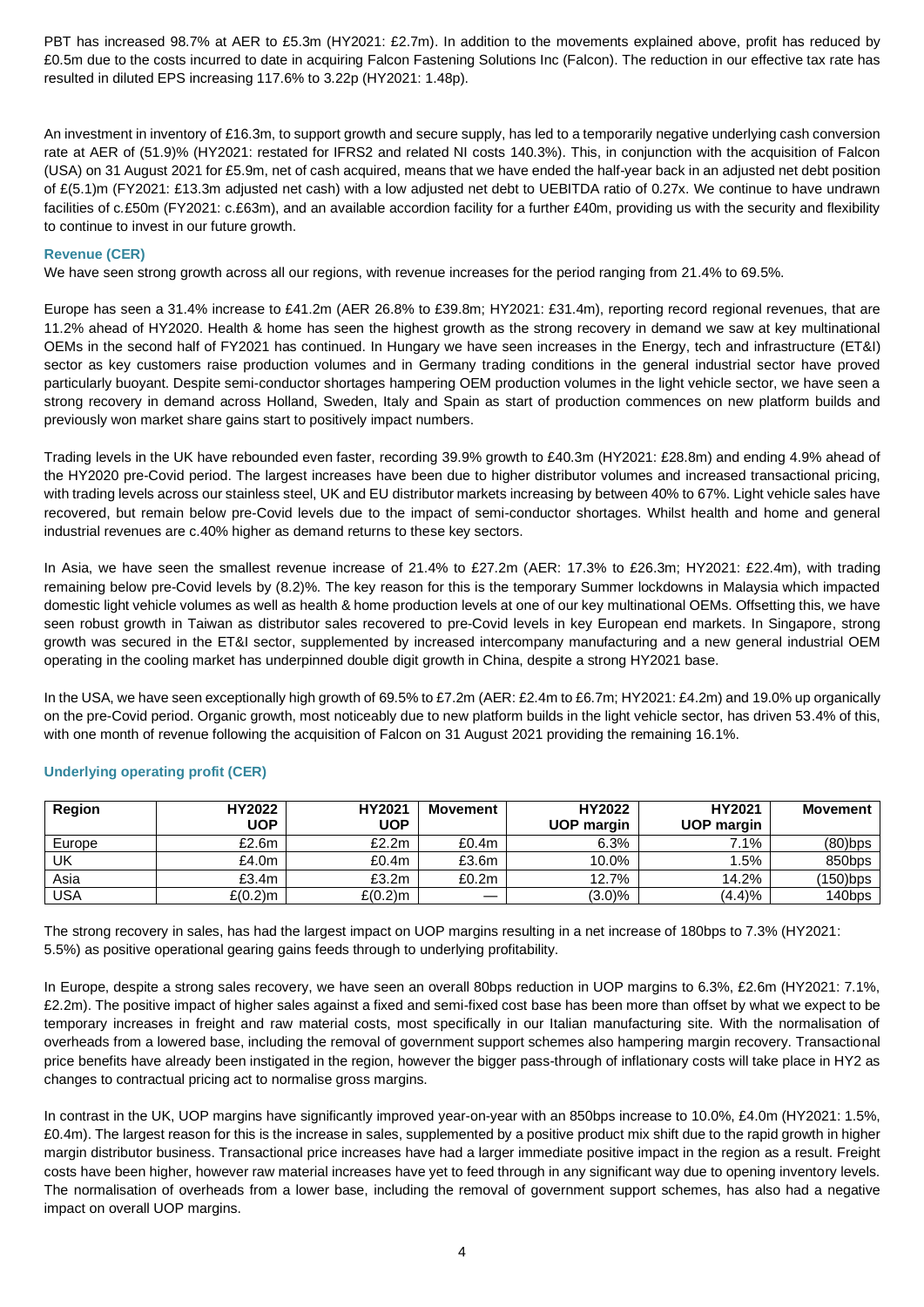PBT has increased 98.7% at AER to £5.3m (HY2021: £2.7m). In addition to the movements explained above, profit has reduced by £0.5m due to the costs incurred to date in acquiring Falcon Fastening Solutions Inc (Falcon). The reduction in our effective tax rate has resulted in diluted EPS increasing 117.6% to 3.22p (HY2021: 1.48p).

An investment in inventory of £16.3m, to support growth and secure supply, has led to a temporarily negative underlying cash conversion rate at AER of (51.9)% (HY2021: restated for IFRS2 and related NI costs 140.3%). This, in conjunction with the acquisition of Falcon (USA) on 31 August 2021 for £5.9m, net of cash acquired, means that we have ended the half-year back in an adjusted net debt position of £(5.1)m (FY2021: £13.3m adjusted net cash) with a low adjusted net debt to UEBITDA ratio of 0.27x. We continue to have undrawn facilities of c.£50m (FY2021: c.£63m), and an available accordion facility for a further £40m, providing us with the security and flexibility to continue to invest in our future growth.

### Revenue (CER)

We have seen strong growth across all our regions, with revenue increases for the period ranging from 21.4% to 69.5%.

Europe has seen a 31.4% increase to £41.2m (AER 26.8% to £39.8m; HY2021: £31.4m), reporting record regional revenues, that are 11.2% ahead of HY2020. Health & home has seen the highest growth as the strong recovery in demand we saw at key multinational OEMs in the second half of FY2021 has continued. In Hungary we have seen increases in the Energy, tech and infrastructure (ET&I) sector as key customers raise production volumes and in Germany trading conditions in the general industrial sector have proved particularly buoyant. Despite semi-conductor shortages hampering OEM production volumes in the light vehicle sector, we have seen a strong recovery in demand across Holland, Sweden, Italy and Spain as start of production commences on new platform builds and previously won market share gains start to positively impact numbers.

Trading levels in the UK have rebounded even faster, recording 39.9% growth to £40.3m (HY2021: £28.8m) and ending 4.9% ahead of the HY2020 pre-Covid period. The largest increases have been due to higher distributor volumes and increased transactional pricing, with trading levels across our stainless steel, UK and EU distributor markets increasing by between 40% to 67%. Light vehicle sales have recovered, but remain below pre-Covid levels due to the impact of semi-conductor shortages. Whilst health and home and general industrial revenues are c.40% higher as demand returns to these key sectors.

In Asia, we have seen the smallest revenue increase of 21.4% to £27.2m (AER: 17.3% to £26.3m; HY2021: £22.4m), with trading remaining below pre-Covid levels by (8.2)%. The key reason for this is the temporary Summer lockdowns in Malaysia which impacted domestic light vehicle volumes as well as health & home production levels at one of our key multinational OEMs. Offsetting this, we have seen robust growth in Taiwan as distributor sales recovered to pre-Covid levels in key European end markets. In Singapore, strong growth was secured in the ET&I sector, supplemented by increased intercompany manufacturing and a new general industrial OEM operating in the cooling market has underpinned double digit growth in China, despite a strong HY2021 base.

In the USA, we have seen exceptionally high growth of 69.5% to £7.2m (AER: £2.4m to £6.7m; HY2021: £4.2m) and 19.0% up organically on the pre-Covid period. Organic growth, most noticeably due to new platform builds in the light vehicle sector, has driven 53.4% of this, with one month of revenue following the acquisition of Falcon on 31 August 2021 providing the remaining 16.1%.

### Underlying operating profit (CER)

| Region | HY2022 UOP | HY2021 UOP | Movement | HY2022 UOP margin | HY2021 UOP margin | Movement |
|---|---|---|---|---|---|---|
| Europe | £2.6m | £2.2m | £0.4m | 6.3% | 7.1% | (80)bps |
| UK | £4.0m | £0.4m | £3.6m | 10.0% | 1.5% | 850bps |
| Asia | £3.4m | £3.2m | £0.2m | 12.7% | 14.2% | (150)bps |
| USA | £(0.2)m | £(0.2)m | — | (3.0)% | (4.4)% | 140bps |

The strong recovery in sales, has had the largest impact on UOP margins resulting in a net increase of 180bps to 7.3% (HY2021: 5.5%) as positive operational gearing gains feeds through to underlying profitability.

In Europe, despite a strong sales recovery, we have seen an overall 80bps reduction in UOP margins to 6.3%, £2.6m (HY2021: 7.1%, £2.2m). The positive impact of higher sales against a fixed and semi-fixed cost base has been more than offset by what we expect to be temporary increases in freight and raw material costs, most specifically in our Italian manufacturing site. With the normalisation of overheads from a lowered base, including the removal of government support schemes also hampering margin recovery. Transactional price benefits have already been instigated in the region, however the bigger pass-through of inflationary costs will take place in HY2 as changes to contractual pricing act to normalise gross margins.

In contrast in the UK, UOP margins have significantly improved year-on-year with an 850bps increase to 10.0%, £4.0m (HY2021: 1.5%, £0.4m). The largest reason for this is the increase in sales, supplemented by a positive product mix shift due to the rapid growth in higher margin distributor business. Transactional price increases have had a larger immediate positive impact in the region as a result. Freight costs have been higher, however raw material increases have yet to feed through in any significant way due to opening inventory levels. The normalisation of overheads from a lower base, including the removal of government support schemes, has also had a negative impact on overall UOP margins.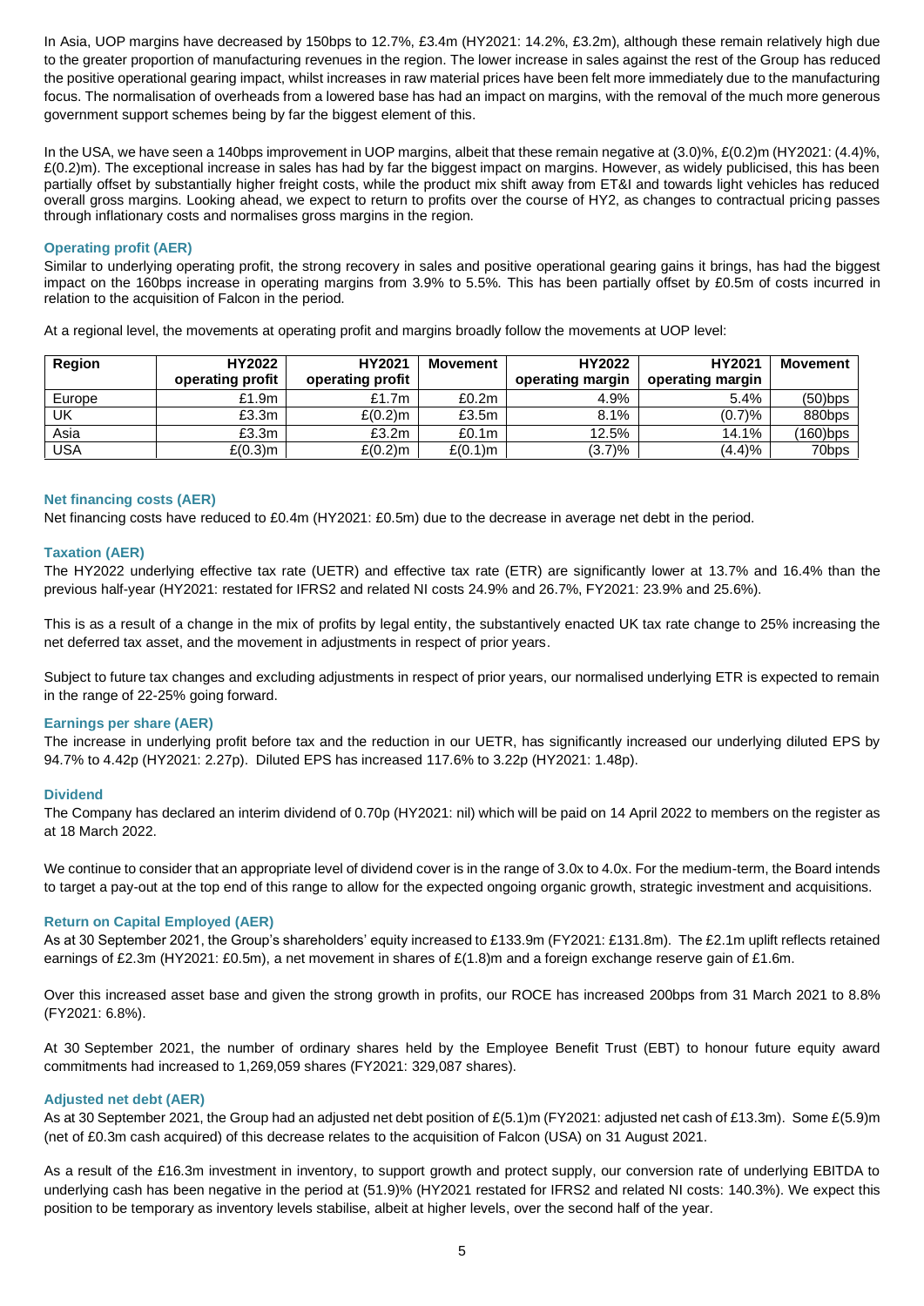In Asia, UOP margins have decreased by 150bps to 12.7%, £3.4m (HY2021: 14.2%, £3.2m), although these remain relatively high due to the greater proportion of manufacturing revenues in the region. The lower increase in sales against the rest of the Group has reduced the positive operational gearing impact, whilst increases in raw material prices have been felt more immediately due to the manufacturing focus. The normalisation of overheads from a lowered base has had an impact on margins, with the removal of the much more generous government support schemes being by far the biggest element of this.

In the USA, we have seen a 140bps improvement in UOP margins, albeit that these remain negative at (3.0)%, £(0.2)m (HY2021: (4.4)%, £(0.2)m). The exceptional increase in sales has had by far the biggest impact on margins. However, as widely publicised, this has been partially offset by substantially higher freight costs, while the product mix shift away from ET&I and towards light vehicles has reduced overall gross margins. Looking ahead, we expect to return to profits over the course of HY2, as changes to contractual pricing passes through inflationary costs and normalises gross margins in the region.

### Operating profit (AER)

Similar to underlying operating profit, the strong recovery in sales and positive operational gearing gains it brings, has had the biggest impact on the 160bps increase in operating margins from 3.9% to 5.5%. This has been partially offset by £0.5m of costs incurred in relation to the acquisition of Falcon in the period.

At a regional level, the movements at operating profit and margins broadly follow the movements at UOP level:

| Region | HY2022 operating profit | HY2021 operating profit | Movement | HY2022 operating margin | HY2021 operating margin | Movement |
|---|---|---|---|---|---|---|
| Europe | £1.9m | £1.7m | £0.2m | 4.9% | 5.4% | (50)bps |
| UK | £3.3m | £(0.2)m | £3.5m | 8.1% | (0.7)% | 880bps |
| Asia | £3.3m | £3.2m | £0.1m | 12.5% | 14.1% | (160)bps |
| USA | £(0.3)m | £(0.2)m | £(0.1)m | (3.7)% | (4.4)% | 70bps |

### Net financing costs (AER)

Net financing costs have reduced to £0.4m (HY2021: £0.5m) due to the decrease in average net debt in the period.

### Taxation (AER)

The HY2022 underlying effective tax rate (UETR) and effective tax rate (ETR) are significantly lower at 13.7% and 16.4% than the previous half-year (HY2021: restated for IFRS2 and related NI costs 24.9% and 26.7%, FY2021: 23.9% and 25.6%).

This is as a result of a change in the mix of profits by legal entity, the substantively enacted UK tax rate change to 25% increasing the net deferred tax asset, and the movement in adjustments in respect of prior years.

Subject to future tax changes and excluding adjustments in respect of prior years, our normalised underlying ETR is expected to remain in the range of 22-25% going forward.

### Earnings per share (AER)

The increase in underlying profit before tax and the reduction in our UETR, has significantly increased our underlying diluted EPS by 94.7% to 4.42p (HY2021: 2.27p). Diluted EPS has increased 117.6% to 3.22p (HY2021: 1.48p).

### Dividend

The Company has declared an interim dividend of 0.70p (HY2021: nil) which will be paid on 14 April 2022 to members on the register as at 18 March 2022.

We continue to consider that an appropriate level of dividend cover is in the range of 3.0x to 4.0x. For the medium-term, the Board intends to target a pay-out at the top end of this range to allow for the expected ongoing organic growth, strategic investment and acquisitions.

### Return on Capital Employed (AER)

As at 30 September 2021, the Group's shareholders' equity increased to £133.9m (FY2021: £131.8m). The £2.1m uplift reflects retained earnings of £2.3m (HY2021: £0.5m), a net movement in shares of £(1.8)m and a foreign exchange reserve gain of £1.6m.

Over this increased asset base and given the strong growth in profits, our ROCE has increased 200bps from 31 March 2021 to 8.8% (FY2021: 6.8%).

At 30 September 2021, the number of ordinary shares held by the Employee Benefit Trust (EBT) to honour future equity award commitments had increased to 1,269,059 shares (FY2021: 329,087 shares).

### Adjusted net debt (AER)

As at 30 September 2021, the Group had an adjusted net debt position of £(5.1)m (FY2021: adjusted net cash of £13.3m). Some £(5.9)m (net of £0.3m cash acquired) of this decrease relates to the acquisition of Falcon (USA) on 31 August 2021.

As a result of the £16.3m investment in inventory, to support growth and protect supply, our conversion rate of underlying EBITDA to underlying cash has been negative in the period at (51.9)% (HY2021 restated for IFRS2 and related NI costs: 140.3%). We expect this position to be temporary as inventory levels stabilise, albeit at higher levels, over the second half of the year.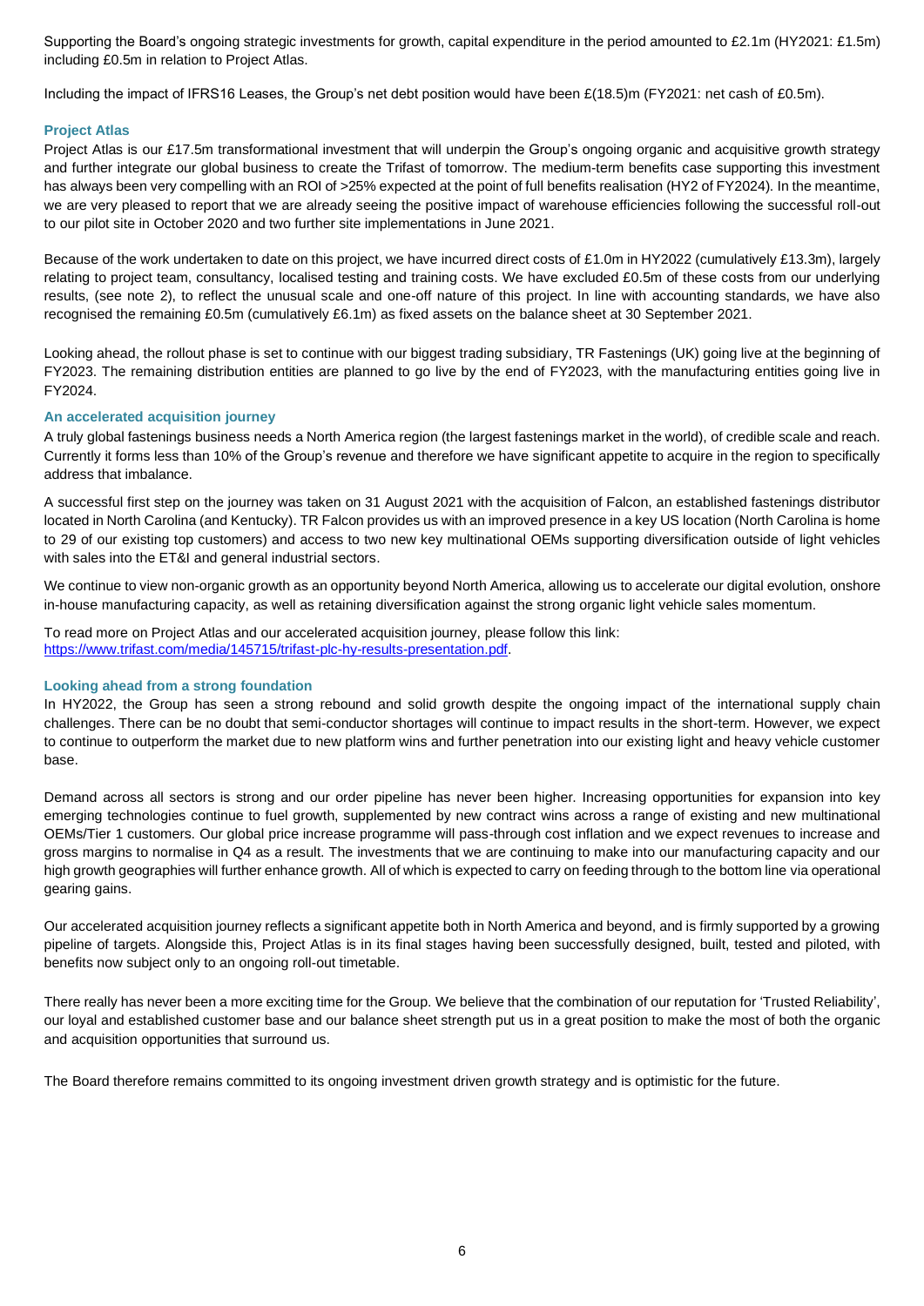Supporting the Board's ongoing strategic investments for growth, capital expenditure in the period amounted to £2.1m (HY2021: £1.5m) including £0.5m in relation to Project Atlas.

Including the impact of IFRS16 Leases, the Group's net debt position would have been £(18.5)m (FY2021: net cash of £0.5m).

### Project Atlas

Project Atlas is our £17.5m transformational investment that will underpin the Group's ongoing organic and acquisitive growth strategy and further integrate our global business to create the Trifast of tomorrow. The medium-term benefits case supporting this investment has always been very compelling with an ROI of >25% expected at the point of full benefits realisation (HY2 of FY2024). In the meantime, we are very pleased to report that we are already seeing the positive impact of warehouse efficiencies following the successful roll-out to our pilot site in October 2020 and two further site implementations in June 2021.

Because of the work undertaken to date on this project, we have incurred direct costs of £1.0m in HY2022 (cumulatively £13.3m), largely relating to project team, consultancy, localised testing and training costs. We have excluded £0.5m of these costs from our underlying results, (see note 2), to reflect the unusual scale and one-off nature of this project. In line with accounting standards, we have also recognised the remaining £0.5m (cumulatively £6.1m) as fixed assets on the balance sheet at 30 September 2021.

Looking ahead, the rollout phase is set to continue with our biggest trading subsidiary, TR Fastenings (UK) going live at the beginning of FY2023. The remaining distribution entities are planned to go live by the end of FY2023, with the manufacturing entities going live in FY2024.

### An accelerated acquisition journey

A truly global fastenings business needs a North America region (the largest fastenings market in the world), of credible scale and reach. Currently it forms less than 10% of the Group's revenue and therefore we have significant appetite to acquire in the region to specifically address that imbalance.

A successful first step on the journey was taken on 31 August 2021 with the acquisition of Falcon, an established fastenings distributor located in North Carolina (and Kentucky). TR Falcon provides us with an improved presence in a key US location (North Carolina is home to 29 of our existing top customers) and access to two new key multinational OEMs supporting diversification outside of light vehicles with sales into the ET&I and general industrial sectors.

We continue to view non-organic growth as an opportunity beyond North America, allowing us to accelerate our digital evolution, onshore in-house manufacturing capacity, as well as retaining diversification against the strong organic light vehicle sales momentum.

To read more on Project Atlas and our accelerated acquisition journey, please follow this link:
https://www.trifast.com/media/145715/trifast-plc-hy-results-presentation.pdf.

### Looking ahead from a strong foundation

In HY2022, the Group has seen a strong rebound and solid growth despite the ongoing impact of the international supply chain challenges. There can be no doubt that semi-conductor shortages will continue to impact results in the short-term. However, we expect to continue to outperform the market due to new platform wins and further penetration into our existing light and heavy vehicle customer base.

Demand across all sectors is strong and our order pipeline has never been higher. Increasing opportunities for expansion into key emerging technologies continue to fuel growth, supplemented by new contract wins across a range of existing and new multinational OEMs/Tier 1 customers. Our global price increase programme will pass-through cost inflation and we expect revenues to increase and gross margins to normalise in Q4 as a result. The investments that we are continuing to make into our manufacturing capacity and our high growth geographies will further enhance growth. All of which is expected to carry on feeding through to the bottom line via operational gearing gains.

Our accelerated acquisition journey reflects a significant appetite both in North America and beyond, and is firmly supported by a growing pipeline of targets. Alongside this, Project Atlas is in its final stages having been successfully designed, built, tested and piloted, with benefits now subject only to an ongoing roll-out timetable.

There really has never been a more exciting time for the Group. We believe that the combination of our reputation for 'Trusted Reliability', our loyal and established customer base and our balance sheet strength put us in a great position to make the most of both the organic and acquisition opportunities that surround us.

The Board therefore remains committed to its ongoing investment driven growth strategy and is optimistic for the future.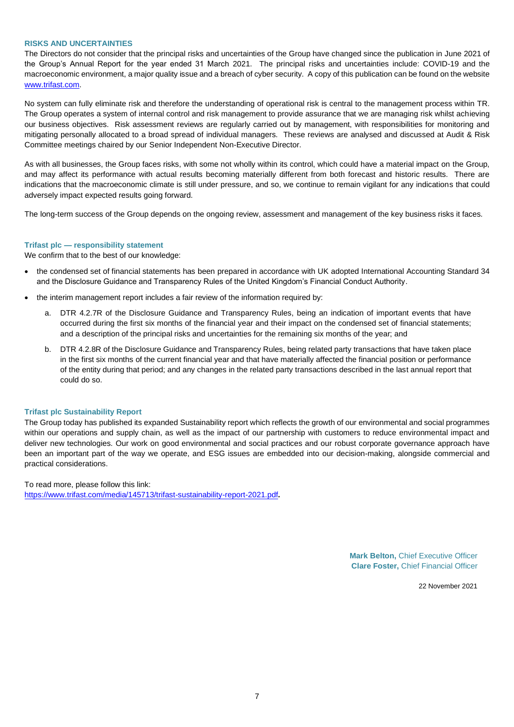## RISKS AND UNCERTAINTIES

The Directors do not consider that the principal risks and uncertainties of the Group have changed since the publication in June 2021 of the Group's Annual Report for the year ended 31 March 2021. The principal risks and uncertainties include: COVID-19 and the macroeconomic environment, a major quality issue and a breach of cyber security. A copy of this publication can be found on the website [www.trifast.com](http://www.trifast.com).

No system can fully eliminate risk and therefore the understanding of operational risk is central to the management process within TR. The Group operates a system of internal control and risk management to provide assurance that we are managing risk whilst achieving our business objectives. Risk assessment reviews are regularly carried out by management, with responsibilities for monitoring and mitigating personally allocated to a broad spread of individual managers. These reviews are analysed and discussed at Audit & Risk Committee meetings chaired by our Senior Independent Non-Executive Director.

As with all businesses, the Group faces risks, with some not wholly within its control, which could have a material impact on the Group, and may affect its performance with actual results becoming materially different from both forecast and historic results. There are indications that the macroeconomic climate is still under pressure, and so, we continue to remain vigilant for any indications that could adversely impact expected results going forward.

The long-term success of the Group depends on the ongoing review, assessment and management of the key business risks it faces.

### Trifast plc — responsibility statement

We confirm that to the best of our knowledge:

- the condensed set of financial statements has been prepared in accordance with UK adopted International Accounting Standard 34 and the Disclosure Guidance and Transparency Rules of the United Kingdom's Financial Conduct Authority.
- the interim management report includes a fair review of the information required by:
  a. DTR 4.2.7R of the Disclosure Guidance and Transparency Rules, being an indication of important events that have occurred during the first six months of the financial year and their impact on the condensed set of financial statements; and a description of the principal risks and uncertainties for the remaining six months of the year; and
  b. DTR 4.2.8R of the Disclosure Guidance and Transparency Rules, being related party transactions that have taken place in the first six months of the current financial year and that have materially affected the financial position or performance of the entity during that period; and any changes in the related party transactions described in the last annual report that could do so.

### Trifast plc Sustainability Report

The Group today has published its expanded Sustainability report which reflects the growth of our environmental and social programmes within our operations and supply chain, as well as the impact of our partnership with customers to reduce environmental impact and deliver new technologies. Our work on good environmental and social practices and our robust corporate governance approach have been an important part of the way we operate, and ESG issues are embedded into our decision-making, alongside commercial and practical considerations.

To read more, please follow this link:
[https://www.trifast.com/media/145713/trifast-sustainability-report-2021.pdf](https://www.trifast.com/media/145713/trifast-sustainability-report-2021.pdf).

**Mark Belton,** Chief Executive Officer
**Clare Foster,** Chief Financial Officer

22 November 2021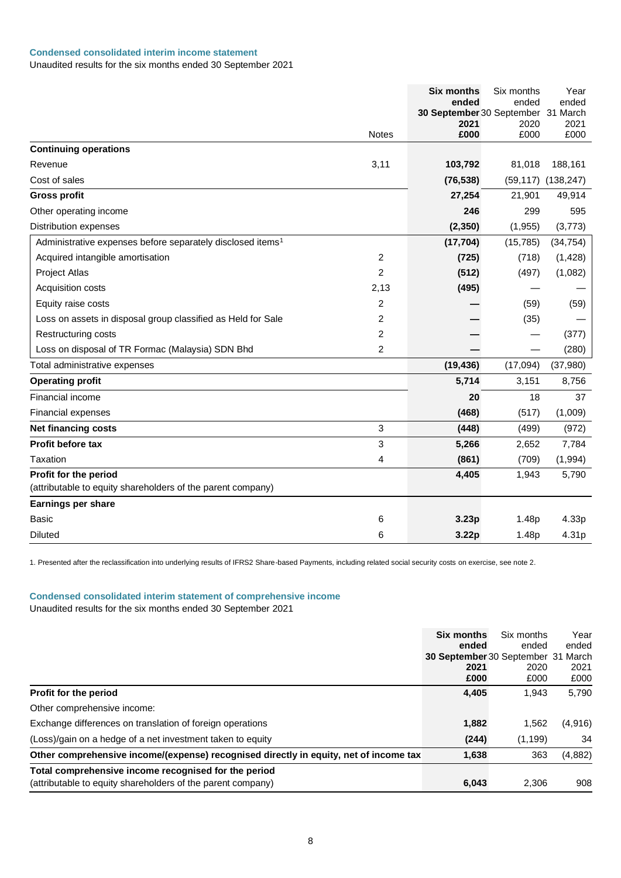## Condensed consolidated interim income statement

Unaudited results for the six months ended 30 September 2021

| | Notes | **Six months ended 30 September 2021 £000** | Six months ended 30 September 2020 £000 | Year ended 31 March 2021 £000 |
|---|---|---|---|---|
| **Continuing operations** | | | | |
| Revenue | 3,11 | **103,792** | 81,018 | 188,161 |
| Cost of sales | | **(76,538)** | (59,117) | (138,247) |
| **Gross profit** | | **27,254** | 21,901 | 49,914 |
| Other operating income | | **246** | 299 | 595 |
| Distribution expenses | | **(2,350)** | (1,955) | (3,773) |
| Administrative expenses before separately disclosed items[1] | | **(17,704)** | (15,785) | (34,754) |
| Acquired intangible amortisation | 2 | **(725)** | (718) | (1,428) |
| Project Atlas | 2 | **(512)** | (497) | (1,082) |
| Acquisition costs | 2,13 | **(495)** | — | — |
| Equity raise costs | 2 | **—** | (59) | (59) |
| Loss on assets in disposal group classified as Held for Sale | 2 | **—** | (35) | — |
| Restructuring costs | 2 | **—** | — | (377) |
| Loss on disposal of TR Formac (Malaysia) SDN Bhd | 2 | **—** | — | (280) |
| Total administrative expenses | | **(19,436)** | (17,094) | (37,980) |
| **Operating profit** | | **5,714** | 3,151 | 8,756 |
| Financial income | | **20** | 18 | 37 |
| Financial expenses | | **(468)** | (517) | (1,009) |
| **Net financing costs** | 3 | **(448)** | (499) | (972) |
| **Profit before tax** | 3 | **5,266** | 2,652 | 7,784 |
| Taxation | 4 | **(861)** | (709) | (1,994) |
| **Profit for the period** (attributable to equity shareholders of the parent company) | | **4,405** | 1,943 | 5,790 |
| **Earnings per share** | | | | |
| Basic | 6 | **3.23p** | 1.48p | 4.33p |
| Diluted | 6 | **3.22p** | 1.48p | 4.31p |

1. Presented after the reclassification into underlying results of IFRS2 Share-based Payments, including related social security costs on exercise, see note 2.

## Condensed consolidated interim statement of comprehensive income

Unaudited results for the six months ended 30 September 2021

| | **Six months ended 30 September 2021 £000** | Six months ended 30 September 2020 £000 | Year ended 31 March 2021 £000 |
|---|---|---|---|
| **Profit for the period** | **4,405** | 1,943 | 5,790 |
| Other comprehensive income: | | | |
| Exchange differences on translation of foreign operations | **1,882** | 1,562 | (4,916) |
| (Loss)/gain on a hedge of a net investment taken to equity | **(244)** | (1,199) | 34 |
| **Other comprehensive income/(expense) recognised directly in equity, net of income tax** | **1,638** | 363 | (4,882) |
| **Total comprehensive income recognised for the period** (attributable to equity shareholders of the parent company) | **6,043** | 2,306 | 908 |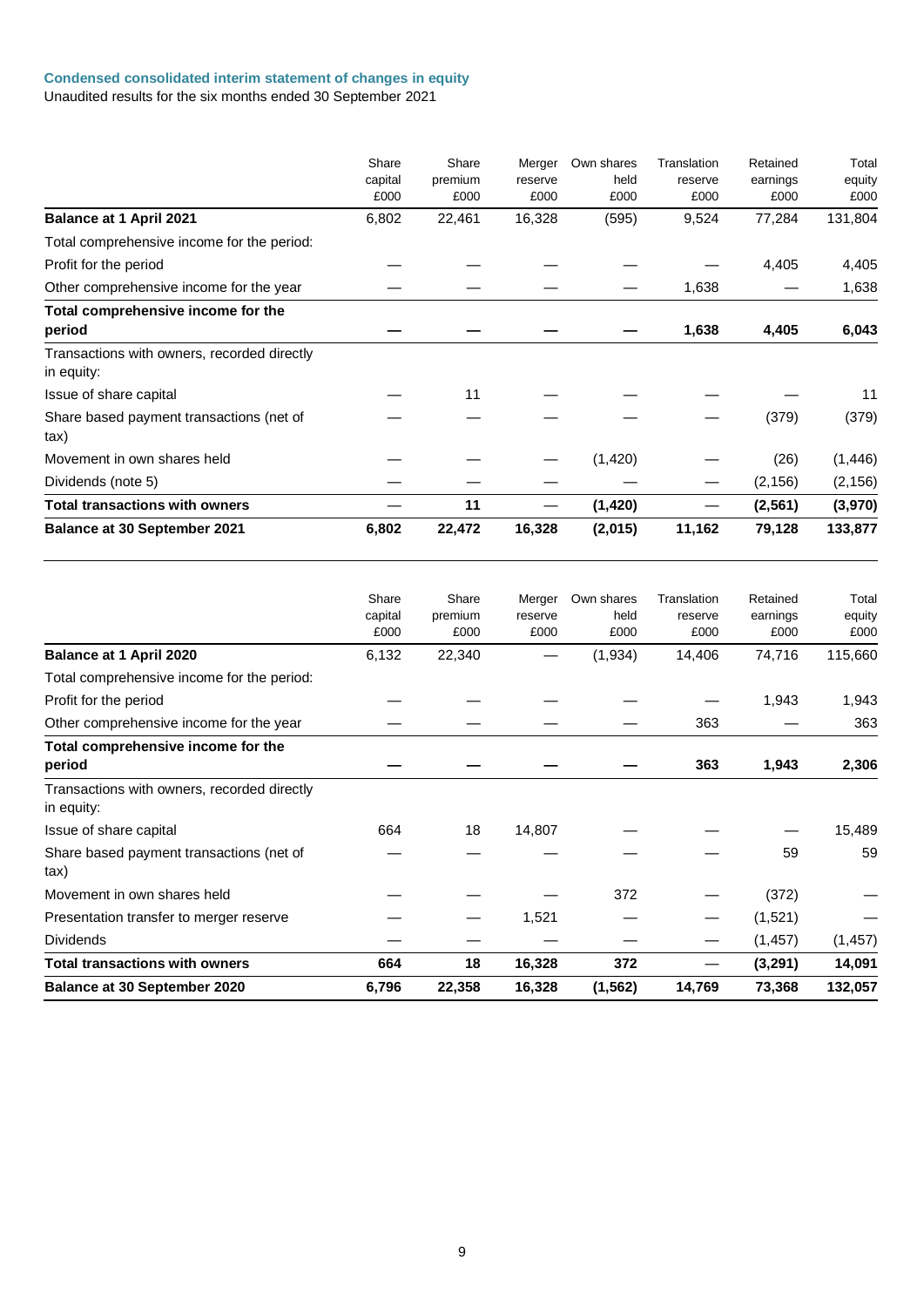### Condensed consolidated interim statement of changes in equity

Unaudited results for the six months ended 30 September 2021

| | Share capital £000 | Share premium £000 | Merger reserve £000 | Own shares held £000 | Translation reserve £000 | Retained earnings £000 | Total equity £000 |
|---|---|---|---|---|---|---|---|
| **Balance at 1 April 2021** | 6,802 | 22,461 | 16,328 | (595) | 9,524 | 77,284 | 131,804 |
| Total comprehensive income for the period: | | | | | | | |
| Profit for the period | — | — | — | — | — | 4,405 | 4,405 |
| Other comprehensive income for the year | — | — | — | — | 1,638 | — | 1,638 |
| **Total comprehensive income for the period** | **—** | **—** | **—** | **—** | **1,638** | **4,405** | **6,043** |
| Transactions with owners, recorded directly in equity: | | | | | | | |
| Issue of share capital | — | 11 | — | — | — | — | 11 |
| Share based payment transactions (net of tax) | — | — | — | — | — | (379) | (379) |
| Movement in own shares held | — | — | — | (1,420) | — | (26) | (1,446) |
| Dividends (note 5) | — | — | — | — | — | (2,156) | (2,156) |
| **Total transactions with owners** | **—** | **11** | **—** | **(1,420)** | **—** | **(2,561)** | **(3,970)** |
| **Balance at 30 September 2021** | **6,802** | **22,472** | **16,328** | **(2,015)** | **11,162** | **79,128** | **133,877** |

| | Share capital £000 | Share premium £000 | Merger reserve £000 | Own shares held £000 | Translation reserve £000 | Retained earnings £000 | Total equity £000 |
|---|---|---|---|---|---|---|---|
| **Balance at 1 April 2020** | 6,132 | 22,340 | — | (1,934) | 14,406 | 74,716 | 115,660 |
| Total comprehensive income for the period: | | | | | | | |
| Profit for the period | — | — | — | — | — | 1,943 | 1,943 |
| Other comprehensive income for the year | — | — | — | — | 363 | — | 363 |
| **Total comprehensive income for the period** | **—** | **—** | **—** | **—** | **363** | **1,943** | **2,306** |
| Transactions with owners, recorded directly in equity: | | | | | | | |
| Issue of share capital | 664 | 18 | 14,807 | — | — | — | 15,489 |
| Share based payment transactions (net of tax) | — | — | — | — | — | 59 | 59 |
| Movement in own shares held | — | — | — | 372 | — | (372) | — |
| Presentation transfer to merger reserve | — | — | 1,521 | — | — | (1,521) | — |
| Dividends | — | — | — | — | — | (1,457) | (1,457) |
| **Total transactions with owners** | **664** | **18** | **16,328** | **372** | **—** | **(3,291)** | **14,091** |
| **Balance at 30 September 2020** | **6,796** | **22,358** | **16,328** | **(1,562)** | **14,769** | **73,368** | **132,057** |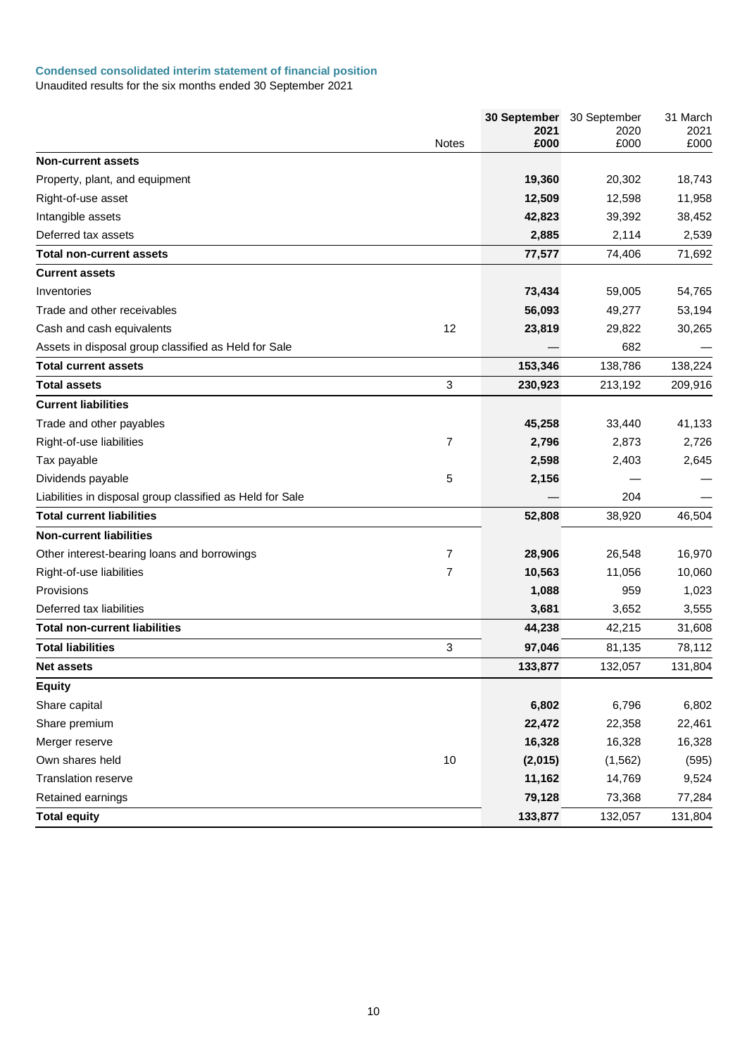### Condensed consolidated interim statement of financial position

Unaudited results for the six months ended 30 September 2021

| | Notes | 30 September 2021 £000 | 30 September 2020 £000 | 31 March 2021 £000 |
|---|---|---|---|---|
| **Non-current assets** | | | | |
| Property, plant, and equipment | | **19,360** | 20,302 | 18,743 |
| Right-of-use asset | | **12,509** | 12,598 | 11,958 |
| Intangible assets | | **42,823** | 39,392 | 38,452 |
| Deferred tax assets | | **2,885** | 2,114 | 2,539 |
| **Total non-current assets** | | **77,577** | 74,406 | 71,692 |
| **Current assets** | | | | |
| Inventories | | **73,434** | 59,005 | 54,765 |
| Trade and other receivables | | **56,093** | 49,277 | 53,194 |
| Cash and cash equivalents | 12 | **23,819** | 29,822 | 30,265 |
| Assets in disposal group classified as Held for Sale | | **—** | 682 | — |
| **Total current assets** | | **153,346** | 138,786 | 138,224 |
| **Total assets** | 3 | **230,923** | 213,192 | 209,916 |
| **Current liabilities** | | | | |
| Trade and other payables | | **45,258** | 33,440 | 41,133 |
| Right-of-use liabilities | 7 | **2,796** | 2,873 | 2,726 |
| Tax payable | | **2,598** | 2,403 | 2,645 |
| Dividends payable | 5 | **2,156** | — | — |
| Liabilities in disposal group classified as Held for Sale | | **—** | 204 | — |
| **Total current liabilities** | | **52,808** | 38,920 | 46,504 |
| **Non-current liabilities** | | | | |
| Other interest-bearing loans and borrowings | 7 | **28,906** | 26,548 | 16,970 |
| Right-of-use liabilities | 7 | **10,563** | 11,056 | 10,060 |
| Provisions | | **1,088** | 959 | 1,023 |
| Deferred tax liabilities | | **3,681** | 3,652 | 3,555 |
| **Total non-current liabilities** | | **44,238** | 42,215 | 31,608 |
| **Total liabilities** | 3 | **97,046** | 81,135 | 78,112 |
| **Net assets** | | **133,877** | 132,057 | 131,804 |
| **Equity** | | | | |
| Share capital | | **6,802** | 6,796 | 6,802 |
| Share premium | | **22,472** | 22,358 | 22,461 |
| Merger reserve | | **16,328** | 16,328 | 16,328 |
| Own shares held | 10 | **(2,015)** | (1,562) | (595) |
| Translation reserve | | **11,162** | 14,769 | 9,524 |
| Retained earnings | | **79,128** | 73,368 | 77,284 |
| **Total equity** | | **133,877** | 132,057 | 131,804 |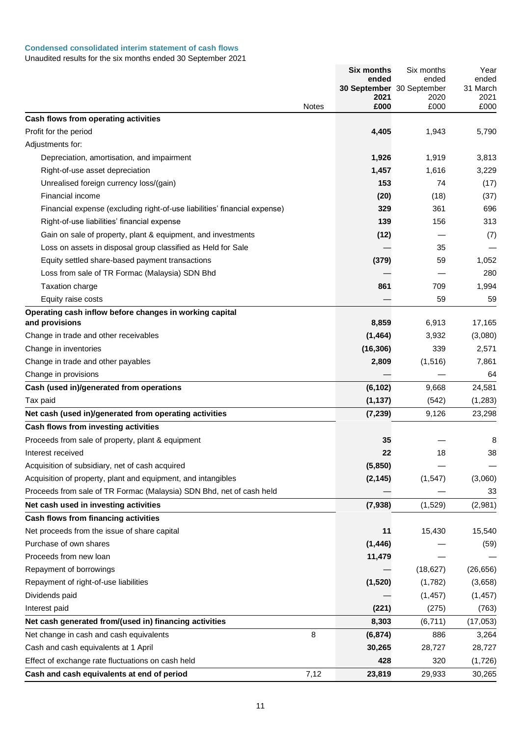### Condensed consolidated interim statement of cash flows

Unaudited results for the six months ended 30 September 2021

| | Notes | **Six months ended 30 September 2021 £000** | Six months ended 30 September 2020 £000 | Year ended 31 March 2021 £000 |
|---|---|---|---|---|
| **Cash flows from operating activities** | | | | |
| Profit for the period | | **4,405** | 1,943 | 5,790 |
| Adjustments for: | | | | |
| Depreciation, amortisation, and impairment | | **1,926** | 1,919 | 3,813 |
| Right-of-use asset depreciation | | **1,457** | 1,616 | 3,229 |
| Unrealised foreign currency loss/(gain) | | **153** | 74 | (17) |
| Financial income | | **(20)** | (18) | (37) |
| Financial expense (excluding right-of-use liabilities' financial expense) | | **329** | 361 | 696 |
| Right-of-use liabilities' financial expense | | **139** | 156 | 313 |
| Gain on sale of property, plant & equipment, and investments | | **(12)** | — | (7) |
| Loss on assets in disposal group classified as Held for Sale | | **—** | 35 | — |
| Equity settled share-based payment transactions | | **(379)** | 59 | 1,052 |
| Loss from sale of TR Formac (Malaysia) SDN Bhd | | **—** | — | 280 |
| Taxation charge | | **861** | 709 | 1,994 |
| Equity raise costs | | **—** | 59 | 59 |
| **Operating cash inflow before changes in working capital and provisions** | | **8,859** | 6,913 | 17,165 |
| Change in trade and other receivables | | **(1,464)** | 3,932 | (3,080) |
| Change in inventories | | **(16,306)** | 339 | 2,571 |
| Change in trade and other payables | | **2,809** | (1,516) | 7,861 |
| Change in provisions | | **—** | — | 64 |
| **Cash (used in)/generated from operations** | | **(6,102)** | 9,668 | 24,581 |
| Tax paid | | **(1,137)** | (542) | (1,283) |
| **Net cash (used in)/generated from operating activities** | | **(7,239)** | 9,126 | 23,298 |
| **Cash flows from investing activities** | | | | |
| Proceeds from sale of property, plant & equipment | | **35** | — | 8 |
| Interest received | | **22** | 18 | 38 |
| Acquisition of subsidiary, net of cash acquired | | **(5,850)** | — | — |
| Acquisition of property, plant and equipment, and intangibles | | **(2,145)** | (1,547) | (3,060) |
| Proceeds from sale of TR Formac (Malaysia) SDN Bhd, net of cash held | | **—** | — | 33 |
| **Net cash used in investing activities** | | **(7,938)** | (1,529) | (2,981) |
| **Cash flows from financing activities** | | | | |
| Net proceeds from the issue of share capital | | **11** | 15,430 | 15,540 |
| Purchase of own shares | | **(1,446)** | — | (59) |
| Proceeds from new loan | | **11,479** | — | — |
| Repayment of borrowings | | **—** | (18,627) | (26,656) |
| Repayment of right-of-use liabilities | | **(1,520)** | (1,782) | (3,658) |
| Dividends paid | | **—** | (1,457) | (1,457) |
| Interest paid | | **(221)** | (275) | (763) |
| **Net cash generated from/(used in) financing activities** | | **8,303** | (6,711) | (17,053) |
| Net change in cash and cash equivalents | 8 | **(6,874)** | 886 | 3,264 |
| Cash and cash equivalents at 1 April | | **30,265** | 28,727 | 28,727 |
| Effect of exchange rate fluctuations on cash held | | **428** | 320 | (1,726) |
| **Cash and cash equivalents at end of period** | 7,12 | **23,819** | 29,933 | 30,265 |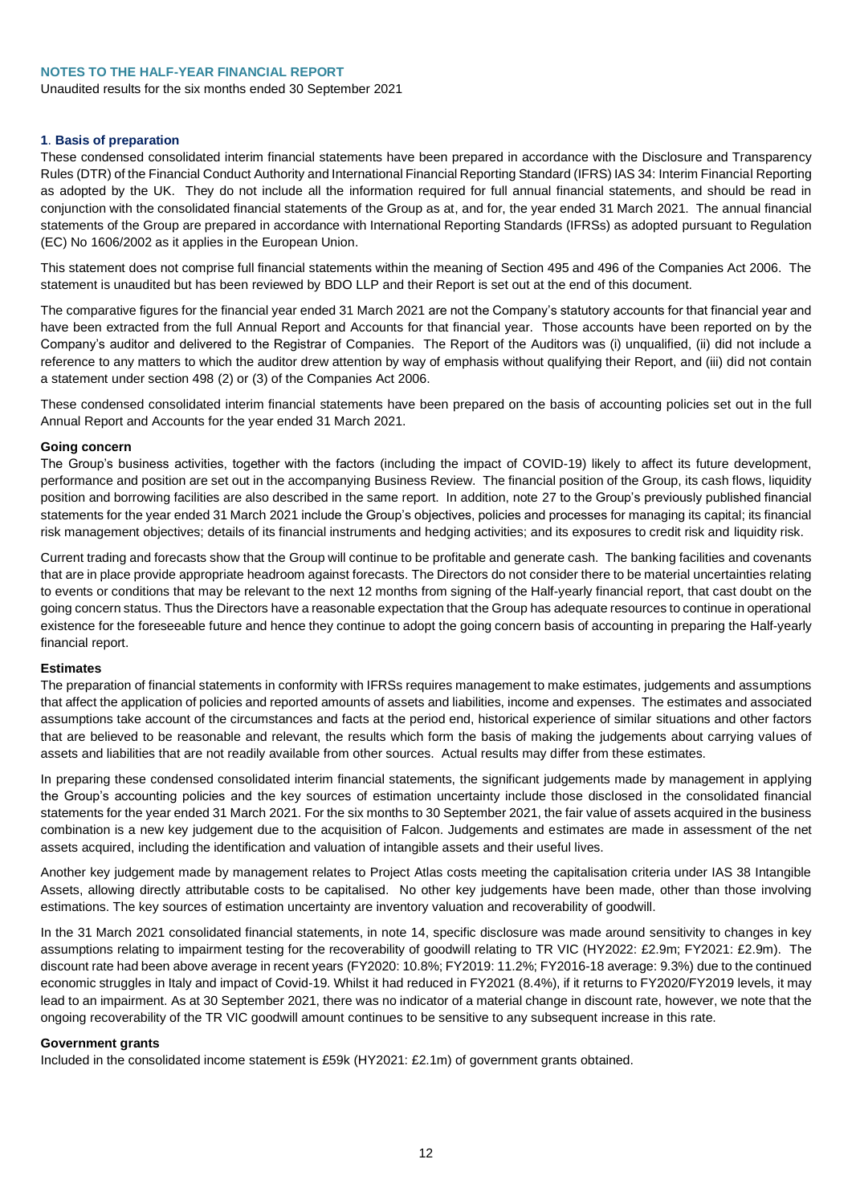## NOTES TO THE HALF-YEAR FINANCIAL REPORT

Unaudited results for the six months ended 30 September 2021

### 1. Basis of preparation

These condensed consolidated interim financial statements have been prepared in accordance with the Disclosure and Transparency Rules (DTR) of the Financial Conduct Authority and International Financial Reporting Standard (IFRS) IAS 34: Interim Financial Reporting as adopted by the UK. They do not include all the information required for full annual financial statements, and should be read in conjunction with the consolidated financial statements of the Group as at, and for, the year ended 31 March 2021. The annual financial statements of the Group are prepared in accordance with International Reporting Standards (IFRSs) as adopted pursuant to Regulation (EC) No 1606/2002 as it applies in the European Union.

This statement does not comprise full financial statements within the meaning of Section 495 and 496 of the Companies Act 2006. The statement is unaudited but has been reviewed by BDO LLP and their Report is set out at the end of this document.

The comparative figures for the financial year ended 31 March 2021 are not the Company's statutory accounts for that financial year and have been extracted from the full Annual Report and Accounts for that financial year. Those accounts have been reported on by the Company's auditor and delivered to the Registrar of Companies. The Report of the Auditors was (i) unqualified, (ii) did not include a reference to any matters to which the auditor drew attention by way of emphasis without qualifying their Report, and (iii) did not contain a statement under section 498 (2) or (3) of the Companies Act 2006.

These condensed consolidated interim financial statements have been prepared on the basis of accounting policies set out in the full Annual Report and Accounts for the year ended 31 March 2021.

**Going concern**

The Group's business activities, together with the factors (including the impact of COVID-19) likely to affect its future development, performance and position are set out in the accompanying Business Review. The financial position of the Group, its cash flows, liquidity position and borrowing facilities are also described in the same report. In addition, note 27 to the Group's previously published financial statements for the year ended 31 March 2021 include the Group's objectives, policies and processes for managing its capital; its financial risk management objectives; details of its financial instruments and hedging activities; and its exposures to credit risk and liquidity risk.

Current trading and forecasts show that the Group will continue to be profitable and generate cash. The banking facilities and covenants that are in place provide appropriate headroom against forecasts. The Directors do not consider there to be material uncertainties relating to events or conditions that may be relevant to the next 12 months from signing of the Half-yearly financial report, that cast doubt on the going concern status. Thus the Directors have a reasonable expectation that the Group has adequate resources to continue in operational existence for the foreseeable future and hence they continue to adopt the going concern basis of accounting in preparing the Half-yearly financial report.

**Estimates**

The preparation of financial statements in conformity with IFRSs requires management to make estimates, judgements and assumptions that affect the application of policies and reported amounts of assets and liabilities, income and expenses. The estimates and associated assumptions take account of the circumstances and facts at the period end, historical experience of similar situations and other factors that are believed to be reasonable and relevant, the results which form the basis of making the judgements about carrying values of assets and liabilities that are not readily available from other sources. Actual results may differ from these estimates.

In preparing these condensed consolidated interim financial statements, the significant judgements made by management in applying the Group's accounting policies and the key sources of estimation uncertainty include those disclosed in the consolidated financial statements for the year ended 31 March 2021. For the six months to 30 September 2021, the fair value of assets acquired in the business combination is a new key judgement due to the acquisition of Falcon. Judgements and estimates are made in assessment of the net assets acquired, including the identification and valuation of intangible assets and their useful lives.

Another key judgement made by management relates to Project Atlas costs meeting the capitalisation criteria under IAS 38 Intangible Assets, allowing directly attributable costs to be capitalised. No other key judgements have been made, other than those involving estimations. The key sources of estimation uncertainty are inventory valuation and recoverability of goodwill.

In the 31 March 2021 consolidated financial statements, in note 14, specific disclosure was made around sensitivity to changes in key assumptions relating to impairment testing for the recoverability of goodwill relating to TR VIC (HY2022: £2.9m; FY2021: £2.9m). The discount rate had been above average in recent years (FY2020: 10.8%; FY2019: 11.2%; FY2016-18 average: 9.3%) due to the continued economic struggles in Italy and impact of Covid-19. Whilst it had reduced in FY2021 (8.4%), if it returns to FY2020/FY2019 levels, it may lead to an impairment. As at 30 September 2021, there was no indicator of a material change in discount rate, however, we note that the ongoing recoverability of the TR VIC goodwill amount continues to be sensitive to any subsequent increase in this rate.

**Government grants**

Included in the consolidated income statement is £59k (HY2021: £2.1m) of government grants obtained.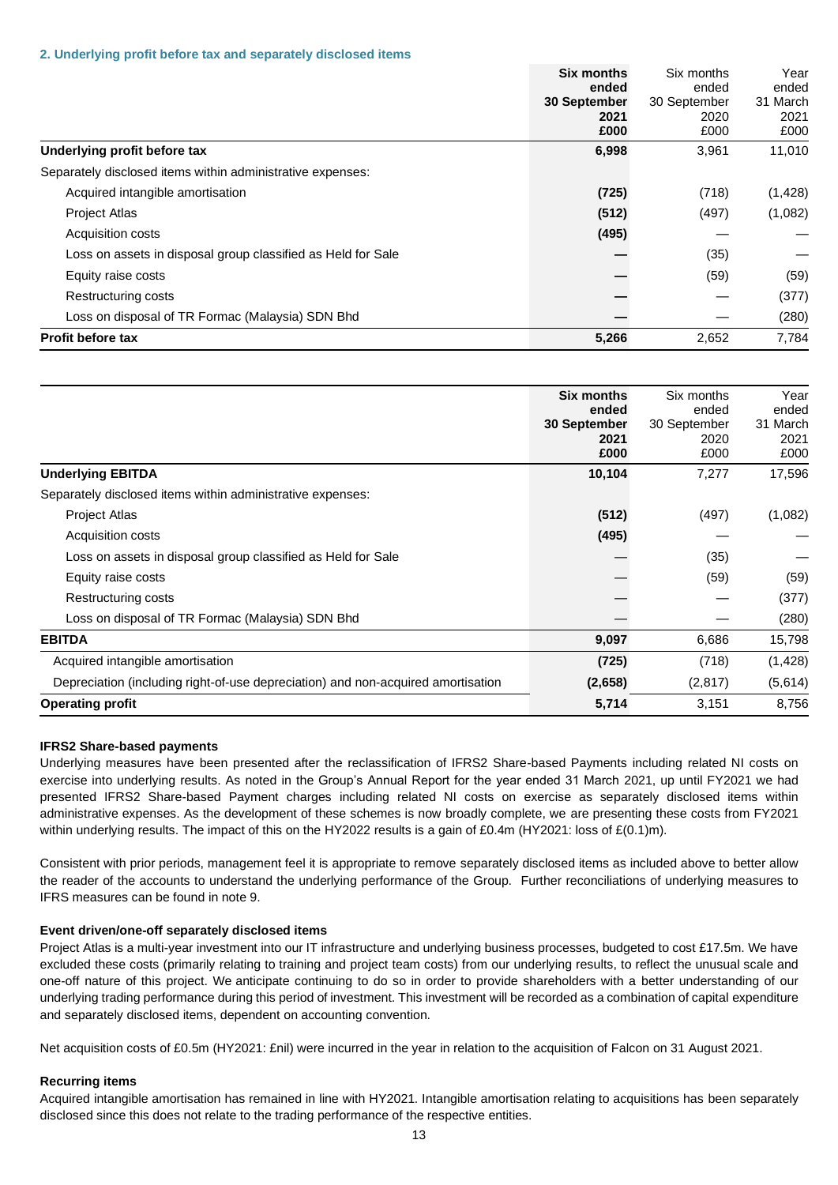### 2. Underlying profit before tax and separately disclosed items

| | **Six months ended 30 September 2021 £000** | Six months ended 30 September 2020 £000 | Year ended 31 March 2021 £000 |
|---|---|---|---|
| **Underlying profit before tax** | **6,998** | 3,961 | 11,010 |
| Separately disclosed items within administrative expenses: | | | |
| Acquired intangible amortisation | **(725)** | (718) | (1,428) |
| Project Atlas | **(512)** | (497) | (1,082) |
| Acquisition costs | **(495)** | — | — |
| Loss on assets in disposal group classified as Held for Sale | **—** | (35) | — |
| Equity raise costs | **—** | (59) | (59) |
| Restructuring costs | **—** | — | (377) |
| Loss on disposal of TR Formac (Malaysia) SDN Bhd | **—** | — | (280) |
| **Profit before tax** | **5,266** | 2,652 | 7,784 |

| | **Six months ended 30 September 2021 £000** | Six months ended 30 September 2020 £000 | Year ended 31 March 2021 £000 |
|---|---|---|---|
| **Underlying EBITDA** | **10,104** | 7,277 | 17,596 |
| Separately disclosed items within administrative expenses: | | | |
| Project Atlas | **(512)** | (497) | (1,082) |
| Acquisition costs | **(495)** | — | — |
| Loss on assets in disposal group classified as Held for Sale | — | (35) | — |
| Equity raise costs | — | (59) | (59) |
| Restructuring costs | — | — | (377) |
| Loss on disposal of TR Formac (Malaysia) SDN Bhd | — | — | (280) |
| **EBITDA** | **9,097** | 6,686 | 15,798 |
| Acquired intangible amortisation | **(725)** | (718) | (1,428) |
| Depreciation (including right-of-use depreciation) and non-acquired amortisation | **(2,658)** | (2,817) | (5,614) |
| **Operating profit** | **5,714** | 3,151 | 8,756 |

**IFRS2 Share-based payments**

Underlying measures have been presented after the reclassification of IFRS2 Share-based Payments including related NI costs on exercise into underlying results. As noted in the Group's Annual Report for the year ended 31 March 2021, up until FY2021 we had presented IFRS2 Share-based Payment charges including related NI costs on exercise as separately disclosed items within administrative expenses. As the development of these schemes is now broadly complete, we are presenting these costs from FY2021 within underlying results. The impact of this on the HY2022 results is a gain of £0.4m (HY2021: loss of £(0.1)m).

Consistent with prior periods, management feel it is appropriate to remove separately disclosed items as included above to better allow the reader of the accounts to understand the underlying performance of the Group. Further reconciliations of underlying measures to IFRS measures can be found in note 9.

**Event driven/one-off separately disclosed items**

Project Atlas is a multi-year investment into our IT infrastructure and underlying business processes, budgeted to cost £17.5m. We have excluded these costs (primarily relating to training and project team costs) from our underlying results, to reflect the unusual scale and one-off nature of this project. We anticipate continuing to do so in order to provide shareholders with a better understanding of our underlying trading performance during this period of investment. This investment will be recorded as a combination of capital expenditure and separately disclosed items, dependent on accounting convention.

Net acquisition costs of £0.5m (HY2021: £nil) were incurred in the year in relation to the acquisition of Falcon on 31 August 2021.

**Recurring items**

Acquired intangible amortisation has remained in line with HY2021. Intangible amortisation relating to acquisitions has been separately disclosed since this does not relate to the trading performance of the respective entities.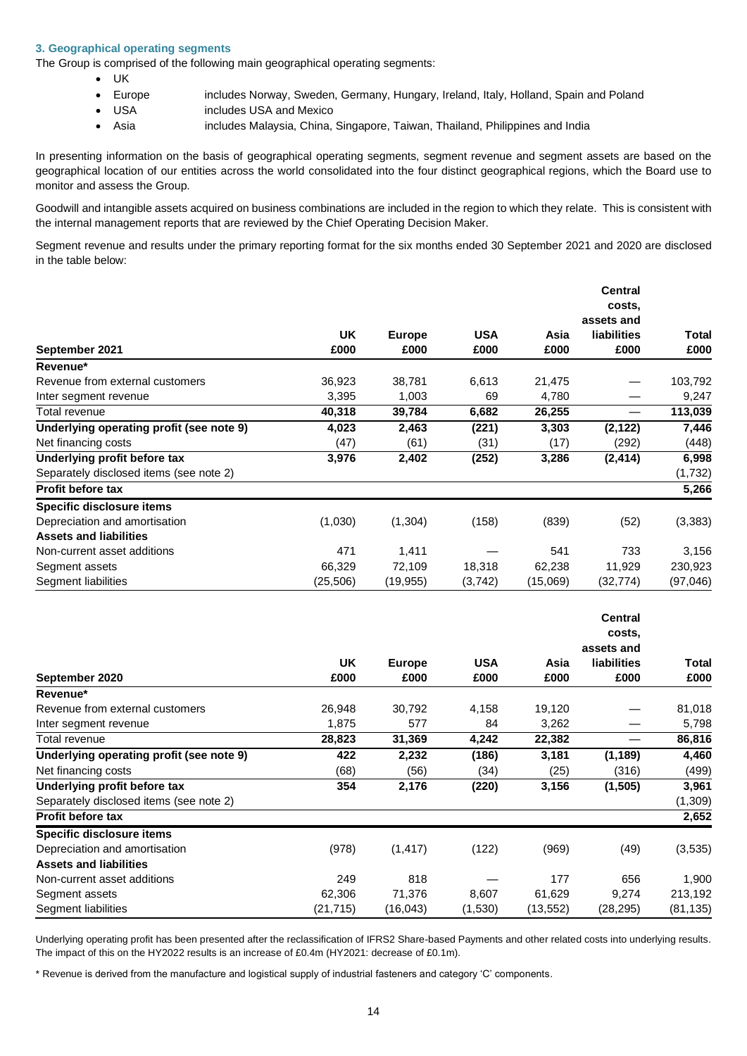### 3. Geographical operating segments

The Group is comprised of the following main geographical operating segments:

- UK
- Europe — includes Norway, Sweden, Germany, Hungary, Ireland, Italy, Holland, Spain and Poland
- USA — includes USA and Mexico
- Asia — includes Malaysia, China, Singapore, Taiwan, Thailand, Philippines and India

In presenting information on the basis of geographical operating segments, segment revenue and segment assets are based on the geographical location of our entities across the world consolidated into the four distinct geographical regions, which the Board use to monitor and assess the Group.

Goodwill and intangible assets acquired on business combinations are included in the region to which they relate. This is consistent with the internal management reports that are reviewed by the Chief Operating Decision Maker.

Segment revenue and results under the primary reporting format for the six months ended 30 September 2021 and 2020 are disclosed in the table below:

| September 2021 | UK £000 | Europe £000 | USA £000 | Asia £000 | Central costs, assets and liabilities £000 | Total £000 |
|---|---|---|---|---|---|---|
| **Revenue*** | | | | | | |
| Revenue from external customers | 36,923 | 38,781 | 6,613 | 21,475 | — | 103,792 |
| Inter segment revenue | 3,395 | 1,003 | 69 | 4,780 | — | 9,247 |
| Total revenue | **40,318** | **39,784** | **6,682** | **26,255** | — | **113,039** |
| **Underlying operating profit (see note 9)** | **4,023** | **2,463** | **(221)** | **3,303** | **(2,122)** | **7,446** |
| Net financing costs | (47) | (61) | (31) | (17) | (292) | (448) |
| **Underlying profit before tax** | **3,976** | **2,402** | **(252)** | **3,286** | **(2,414)** | **6,998** |
| Separately disclosed items (see note 2) | | | | | | (1,732) |
| **Profit before tax** | | | | | | **5,266** |
| **Specific disclosure items** | | | | | | |
| Depreciation and amortisation | (1,030) | (1,304) | (158) | (839) | (52) | (3,383) |
| **Assets and liabilities** | | | | | | |
| Non-current asset additions | 471 | 1,411 | — | 541 | 733 | 3,156 |
| Segment assets | 66,329 | 72,109 | 18,318 | 62,238 | 11,929 | 230,923 |
| Segment liabilities | (25,506) | (19,955) | (3,742) | (15,069) | (32,774) | (97,046) |

| September 2020 | UK £000 | Europe £000 | USA £000 | Asia £000 | Central costs, assets and liabilities £000 | Total £000 |
|---|---|---|---|---|---|---|
| **Revenue*** | | | | | | |
| Revenue from external customers | 26,948 | 30,792 | 4,158 | 19,120 | — | 81,018 |
| Inter segment revenue | 1,875 | 577 | 84 | 3,262 | — | 5,798 |
| Total revenue | **28,823** | **31,369** | **4,242** | **22,382** | — | **86,816** |
| **Underlying operating profit (see note 9)** | **422** | **2,232** | **(186)** | **3,181** | **(1,189)** | **4,460** |
| Net financing costs | (68) | (56) | (34) | (25) | (316) | (499) |
| **Underlying profit before tax** | **354** | **2,176** | **(220)** | **3,156** | **(1,505)** | **3,961** |
| Separately disclosed items (see note 2) | | | | | | (1,309) |
| **Profit before tax** | | | | | | **2,652** |
| **Specific disclosure items** | | | | | | |
| Depreciation and amortisation | (978) | (1,417) | (122) | (969) | (49) | (3,535) |
| **Assets and liabilities** | | | | | | |
| Non-current asset additions | 249 | 818 | — | 177 | 656 | 1,900 |
| Segment assets | 62,306 | 71,376 | 8,607 | 61,629 | 9,274 | 213,192 |
| Segment liabilities | (21,715) | (16,043) | (1,530) | (13,552) | (28,295) | (81,135) |

Underlying operating profit has been presented after the reclassification of IFRS2 Share-based Payments and other related costs into underlying results. The impact of this on the HY2022 results is an increase of £0.4m (HY2021: decrease of £0.1m).

\* Revenue is derived from the manufacture and logistical supply of industrial fasteners and category 'C' components.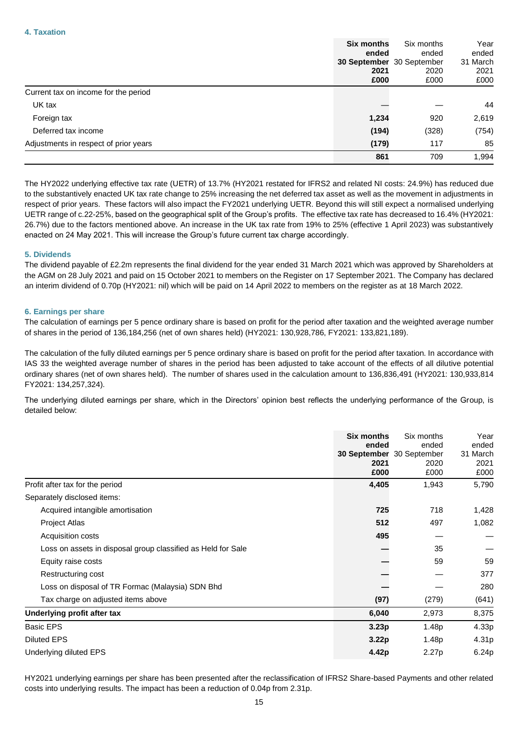#### 4. Taxation

| | **Six months ended 30 September 2021 £000** | Six months ended 30 September 2020 £000 | Year ended 31 March 2021 £000 |
|---|---|---|---|
| Current tax on income for the period | | | |
| UK tax | **—** | — | 44 |
| Foreign tax | **1,234** | 920 | 2,619 |
| Deferred tax income | **(194)** | (328) | (754) |
| Adjustments in respect of prior years | **(179)** | 117 | 85 |
| | **861** | 709 | 1,994 |

The HY2022 underlying effective tax rate (UETR) of 13.7% (HY2021 restated for IFRS2 and related NI costs: 24.9%) has reduced due to the substantively enacted UK tax rate change to 25% increasing the net deferred tax asset as well as the movement in adjustments in respect of prior years. These factors will also impact the FY2021 underlying UETR. Beyond this we will still expect a normalised underlying UETR range of c.22-25%, based on the geographical split of the Group's profits. The effective tax rate has decreased to 16.4% (HY2021: 26.7%) due to the factors mentioned above. An increase in the UK tax rate from 19% to 25% (effective 1 April 2023) was substantively enacted on 24 May 2021. This will increase the Group's future current tax charge accordingly.

#### 5. Dividends

The dividend payable of £2.2m represents the final dividend for the year ended 31 March 2021 which was approved by Shareholders at the AGM on 28 July 2021 and paid on 15 October 2021 to members on the Register on 17 September 2021. The Company has declared an interim dividend of 0.70p (HY2021: nil) which will be paid on 14 April 2022 to members on the register as at 18 March 2022.

#### 6. Earnings per share

The calculation of earnings per 5 pence ordinary share is based on profit for the period after taxation and the weighted average number of shares in the period of 136,184,256 (net of own shares held) (HY2021: 130,928,786, FY2021: 133,821,189).

The calculation of the fully diluted earnings per 5 pence ordinary share is based on profit for the period after taxation. In accordance with IAS 33 the weighted average number of shares in the period has been adjusted to take account of the effects of all dilutive potential ordinary shares (net of own shares held). The number of shares used in the calculation amount to 136,836,491 (HY2021: 130,933,814 FY2021: 134,257,324).

The underlying diluted earnings per share, which in the Directors' opinion best reflects the underlying performance of the Group, is detailed below:

| | **Six months ended 30 September 2021 £000** | Six months ended 30 September 2020 £000 | Year ended 31 March 2021 £000 |
|---|---|---|---|
| Profit after tax for the period | **4,405** | 1,943 | 5,790 |
| Separately disclosed items: | | | |
| Acquired intangible amortisation | **725** | 718 | 1,428 |
| Project Atlas | **512** | 497 | 1,082 |
| Acquisition costs | **495** | — | — |
| Loss on assets in disposal group classified as Held for Sale | **—** | 35 | — |
| Equity raise costs | **—** | 59 | 59 |
| Restructuring cost | **—** | — | 377 |
| Loss on disposal of TR Formac (Malaysia) SDN Bhd | **—** | — | 280 |
| Tax charge on adjusted items above | **(97)** | (279) | (641) |
| **Underlying profit after tax** | **6,040** | 2,973 | 8,375 |
| Basic EPS | **3.23p** | 1.48p | 4.33p |
| Diluted EPS | **3.22p** | 1.48p | 4.31p |
| Underlying diluted EPS | **4.42p** | 2.27p | 6.24p |

HY2021 underlying earnings per share has been presented after the reclassification of IFRS2 Share-based Payments and other related costs into underlying results. The impact has been a reduction of 0.04p from 2.31p.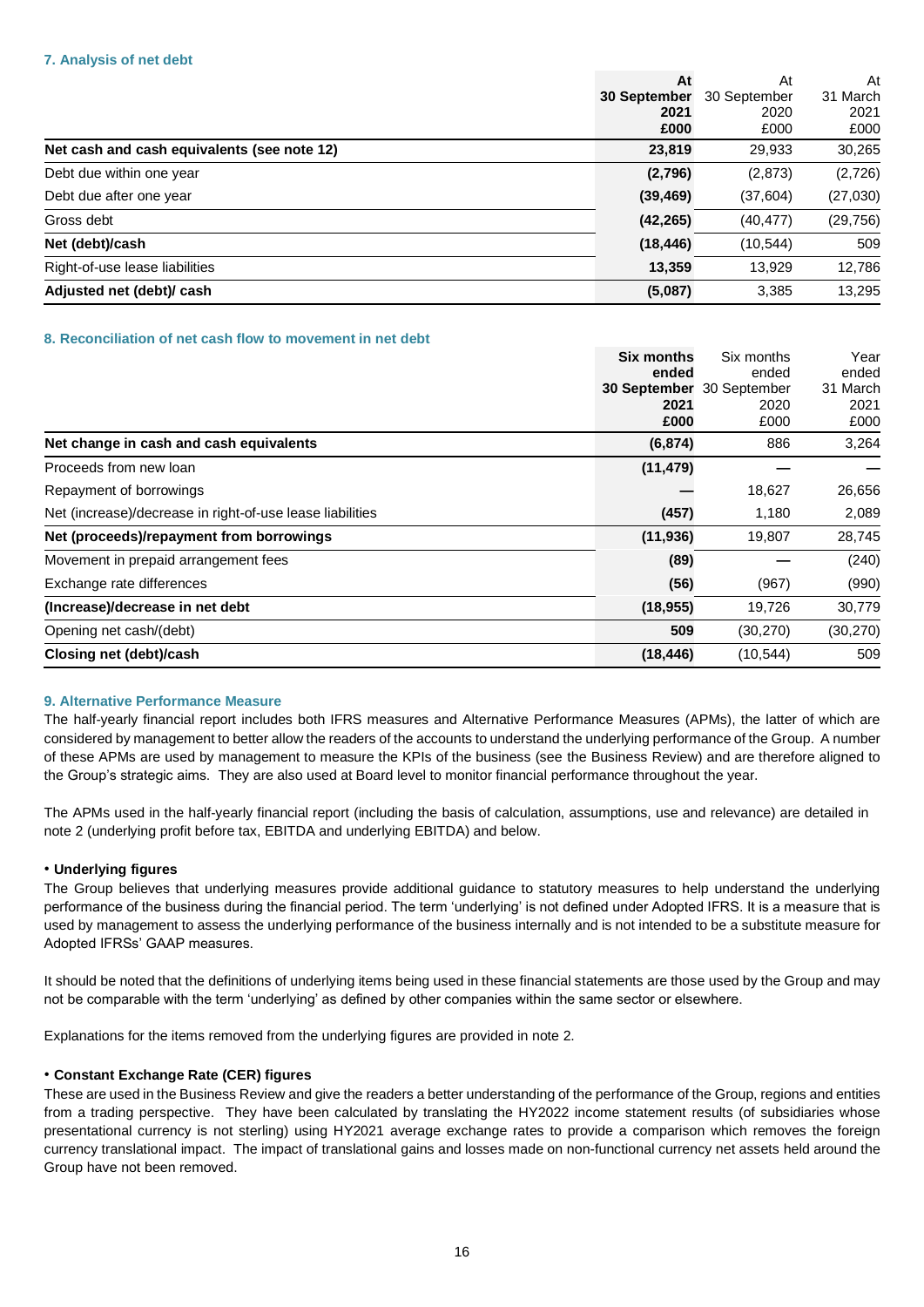### 7. Analysis of net debt

| | **At 30 September 2021 £000** | At 30 September 2020 £000 | At 31 March 2021 £000 |
|---|---|---|---|
| **Net cash and cash equivalents (see note 12)** | **23,819** | 29,933 | 30,265 |
| Debt due within one year | **(2,796)** | (2,873) | (2,726) |
| Debt due after one year | **(39,469)** | (37,604) | (27,030) |
| Gross debt | **(42,265)** | (40,477) | (29,756) |
| **Net (debt)/cash** | **(18,446)** | (10,544) | 509 |
| Right-of-use lease liabilities | **13,359** | 13,929 | 12,786 |
| **Adjusted net (debt)/ cash** | **(5,087)** | 3,385 | 13,295 |

### 8. Reconciliation of net cash flow to movement in net debt

| | **Six months ended 30 September 2021 £000** | Six months ended 30 September 2020 £000 | Year ended 31 March 2021 £000 |
|---|---|---|---|
| **Net change in cash and cash equivalents** | **(6,874)** | 886 | 3,264 |
| Proceeds from new loan | **(11,479)** | — | — |
| Repayment of borrowings | **—** | 18,627 | 26,656 |
| Net (increase)/decrease in right-of-use lease liabilities | **(457)** | 1,180 | 2,089 |
| **Net (proceeds)/repayment from borrowings** | **(11,936)** | 19,807 | 28,745 |
| Movement in prepaid arrangement fees | **(89)** | — | (240) |
| Exchange rate differences | **(56)** | (967) | (990) |
| **(Increase)/decrease in net debt** | **(18,955)** | 19,726 | 30,779 |
| Opening net cash/(debt) | **509** | (30,270) | (30,270) |
| **Closing net (debt)/cash** | **(18,446)** | (10,544) | 509 |

### 9. Alternative Performance Measure

The half-yearly financial report includes both IFRS measures and Alternative Performance Measures (APMs), the latter of which are considered by management to better allow the readers of the accounts to understand the underlying performance of the Group. A number of these APMs are used by management to measure the KPIs of the business (see the Business Review) and are therefore aligned to the Group's strategic aims. They are also used at Board level to monitor financial performance throughout the year.

The APMs used in the half-yearly financial report (including the basis of calculation, assumptions, use and relevance) are detailed in note 2 (underlying profit before tax, EBITDA and underlying EBITDA) and below.

• **Underlying figures**

The Group believes that underlying measures provide additional guidance to statutory measures to help understand the underlying performance of the business during the financial period. The term 'underlying' is not defined under Adopted IFRS. It is a measure that is used by management to assess the underlying performance of the business internally and is not intended to be a substitute measure for Adopted IFRSs' GAAP measures.

It should be noted that the definitions of underlying items being used in these financial statements are those used by the Group and may not be comparable with the term 'underlying' as defined by other companies within the same sector or elsewhere.

Explanations for the items removed from the underlying figures are provided in note 2.

• **Constant Exchange Rate (CER) figures**

These are used in the Business Review and give the readers a better understanding of the performance of the Group, regions and entities from a trading perspective. They have been calculated by translating the HY2022 income statement results (of subsidiaries whose presentational currency is not sterling) using HY2021 average exchange rates to provide a comparison which removes the foreign currency translational impact. The impact of translational gains and losses made on non-functional currency net assets held around the Group have not been removed.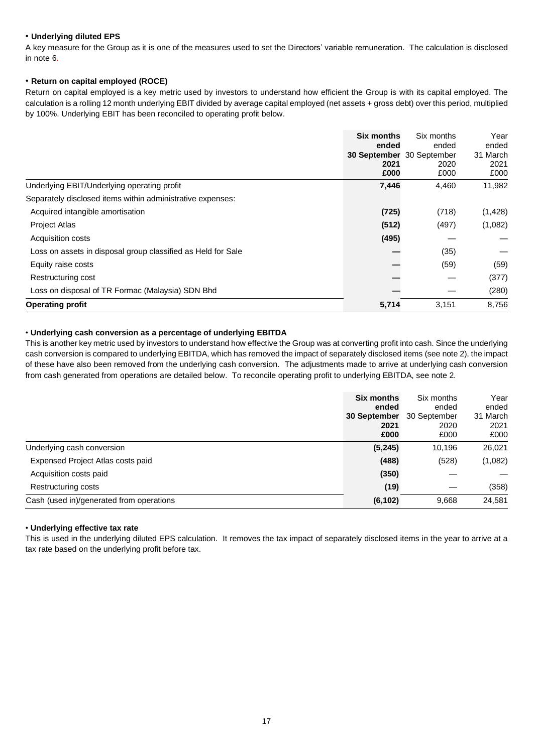• **Underlying diluted EPS**

A key measure for the Group as it is one of the measures used to set the Directors' variable remuneration. The calculation is disclosed in note 6.

• **Return on capital employed (ROCE)**

Return on capital employed is a key metric used by investors to understand how efficient the Group is with its capital employed. The calculation is a rolling 12 month underlying EBIT divided by average capital employed (net assets + gross debt) over this period, multiplied by 100%. Underlying EBIT has been reconciled to operating profit below.

| | **Six months ended 30 September 2021 £000** | Six months ended 30 September 2020 £000 | Year ended 31 March 2021 £000 |
|---|---|---|---|
| Underlying EBIT/Underlying operating profit | **7,446** | 4,460 | 11,982 |
| Separately disclosed items within administrative expenses: | | | |
| Acquired intangible amortisation | **(725)** | (718) | (1,428) |
| Project Atlas | **(512)** | (497) | (1,082) |
| Acquisition costs | **(495)** | — | — |
| Loss on assets in disposal group classified as Held for Sale | **—** | (35) | — |
| Equity raise costs | **—** | (59) | (59) |
| Restructuring cost | **—** | — | (377) |
| Loss on disposal of TR Formac (Malaysia) SDN Bhd | **—** | — | (280) |
| **Operating profit** | **5,714** | 3,151 | 8,756 |

• **Underlying cash conversion as a percentage of underlying EBITDA**

This is another key metric used by investors to understand how effective the Group was at converting profit into cash. Since the underlying cash conversion is compared to underlying EBITDA, which has removed the impact of separately disclosed items (see note 2), the impact of these have also been removed from the underlying cash conversion. The adjustments made to arrive at underlying cash conversion from cash generated from operations are detailed below. To reconcile operating profit to underlying EBITDA, see note 2.

| | **Six months ended 30 September 2021 £000** | Six months ended 30 September 2020 £000 | Year ended 31 March 2021 £000 |
|---|---|---|---|
| Underlying cash conversion | **(5,245)** | 10,196 | 26,021 |
| Expensed Project Atlas costs paid | **(488)** | (528) | (1,082) |
| Acquisition costs paid | **(350)** | — | — |
| Restructuring costs | **(19)** | — | (358) |
| Cash (used in)/generated from operations | **(6,102)** | 9,668 | 24,581 |

• **Underlying effective tax rate**

This is used in the underlying diluted EPS calculation. It removes the tax impact of separately disclosed items in the year to arrive at a tax rate based on the underlying profit before tax.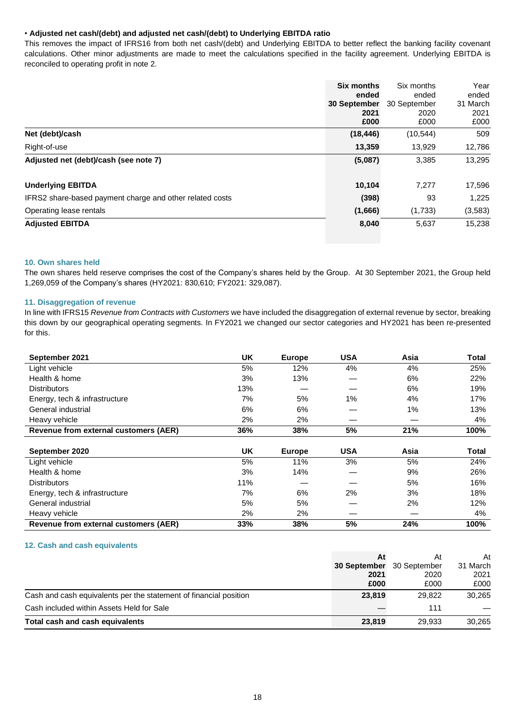• **Adjusted net cash/(debt) and adjusted net cash/(debt) to Underlying EBITDA ratio**

This removes the impact of IFRS16 from both net cash/(debt) and Underlying EBITDA to better reflect the banking facility covenant calculations. Other minor adjustments are made to meet the calculations specified in the facility agreement. Underlying EBITDA is reconciled to operating profit in note 2.

| | **Six months ended 30 September 2021 £000** | Six months ended 30 September 2020 £000 | Year ended 31 March 2021 £000 |
|---|---|---|---|
| **Net (debt)/cash** | **(18,446)** | (10,544) | 509 |
| Right-of-use | **13,359** | 13,929 | 12,786 |
| **Adjusted net (debt)/cash (see note 7)** | **(5,087)** | 3,385 | 13,295 |
| | | | |
| **Underlying EBITDA** | **10,104** | 7,277 | 17,596 |
| IFRS2 share-based payment charge and other related costs | **(398)** | 93 | 1,225 |
| Operating lease rentals | **(1,666)** | (1,733) | (3,583) |
| **Adjusted EBITDA** | **8,040** | 5,637 | 15,238 |

## 10. Own shares held

The own shares held reserve comprises the cost of the Company's shares held by the Group. At 30 September 2021, the Group held 1,269,059 of the Company's shares (HY2021: 830,610; FY2021: 329,087).

## 11. Disaggregation of revenue

In line with IFRS15 *Revenue from Contracts with Customers* we have included the disaggregation of external revenue by sector, breaking this down by our geographical operating segments. In FY2021 we changed our sector categories and HY2021 has been re-presented for this.

| **September 2021** | **UK** | **Europe** | **USA** | **Asia** | **Total** |
|---|---|---|---|---|---|
| Light vehicle | 5% | 12% | 4% | 4% | 25% |
| Health & home | 3% | 13% | — | 6% | 22% |
| Distributors | 13% | — | — | 6% | 19% |
| Energy, tech & infrastructure | 7% | 5% | 1% | 4% | 17% |
| General industrial | 6% | 6% | — | 1% | 13% |
| Heavy vehicle | 2% | 2% | — | — | 4% |
| **Revenue from external customers (AER)** | **36%** | **38%** | **5%** | **21%** | **100%** |

| **September 2020** | **UK** | **Europe** | **USA** | **Asia** | **Total** |
|---|---|---|---|---|---|
| Light vehicle | 5% | 11% | 3% | 5% | 24% |
| Health & home | 3% | 14% | — | 9% | 26% |
| Distributors | 11% | — | — | 5% | 16% |
| Energy, tech & infrastructure | 7% | 6% | 2% | 3% | 18% |
| General industrial | 5% | 5% | — | 2% | 12% |
| Heavy vehicle | 2% | 2% | — | — | 4% |
| **Revenue from external customers (AER)** | **33%** | **38%** | **5%** | **24%** | **100%** |

## 12. Cash and cash equivalents

| | **At 30 September 2021 £000** | At 30 September 2020 £000 | At 31 March 2021 £000 |
|---|---|---|---|
| Cash and cash equivalents per the statement of financial position | **23,819** | 29,822 | 30,265 |
| Cash included within Assets Held for Sale | **—** | 111 | — |
| **Total cash and cash equivalents** | **23,819** | 29,933 | 30,265 |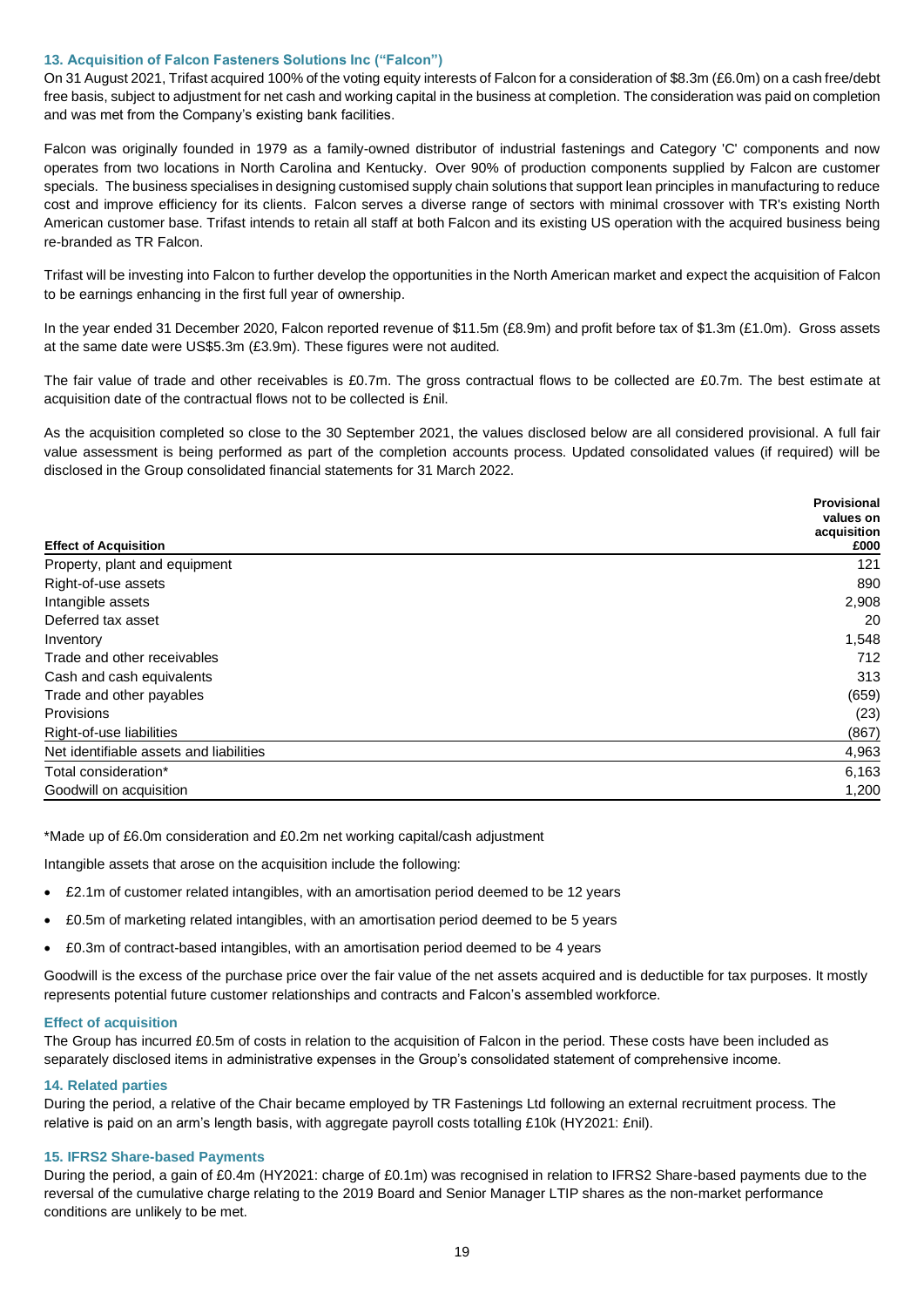### 13. Acquisition of Falcon Fasteners Solutions Inc ("Falcon")

On 31 August 2021, Trifast acquired 100% of the voting equity interests of Falcon for a consideration of $8.3m (£6.0m) on a cash free/debt free basis, subject to adjustment for net cash and working capital in the business at completion. The consideration was paid on completion and was met from the Company's existing bank facilities.

Falcon was originally founded in 1979 as a family-owned distributor of industrial fastenings and Category 'C' components and now operates from two locations in North Carolina and Kentucky. Over 90% of production components supplied by Falcon are customer specials. The business specialises in designing customised supply chain solutions that support lean principles in manufacturing to reduce cost and improve efficiency for its clients. Falcon serves a diverse range of sectors with minimal crossover with TR's existing North American customer base. Trifast intends to retain all staff at both Falcon and its existing US operation with the acquired business being re-branded as TR Falcon.

Trifast will be investing into Falcon to further develop the opportunities in the North American market and expect the acquisition of Falcon to be earnings enhancing in the first full year of ownership.

In the year ended 31 December 2020, Falcon reported revenue of $11.5m (£8.9m) and profit before tax of $1.3m (£1.0m). Gross assets at the same date were US$5.3m (£3.9m). These figures were not audited.

The fair value of trade and other receivables is £0.7m. The gross contractual flows to be collected are £0.7m. The best estimate at acquisition date of the contractual flows not to be collected is £nil.

As the acquisition completed so close to the 30 September 2021, the values disclosed below are all considered provisional. A full fair value assessment is being performed as part of the completion accounts process. Updated consolidated values (if required) will be disclosed in the Group consolidated financial statements for 31 March 2022.

| Effect of Acquisition | Provisional values on acquisition £000 |
|---|---|
| Property, plant and equipment | 121 |
| Right-of-use assets | 890 |
| Intangible assets | 2,908 |
| Deferred tax asset | 20 |
| Inventory | 1,548 |
| Trade and other receivables | 712 |
| Cash and cash equivalents | 313 |
| Trade and other payables | (659) |
| Provisions | (23) |
| Right-of-use liabilities | (867) |
| Net identifiable assets and liabilities | 4,963 |
| Total consideration* | 6,163 |
| Goodwill on acquisition | 1,200 |

*Made up of £6.0m consideration and £0.2m net working capital/cash adjustment

Intangible assets that arose on the acquisition include the following:

- £2.1m of customer related intangibles, with an amortisation period deemed to be 12 years
- £0.5m of marketing related intangibles, with an amortisation period deemed to be 5 years
- £0.3m of contract-based intangibles, with an amortisation period deemed to be 4 years

Goodwill is the excess of the purchase price over the fair value of the net assets acquired and is deductible for tax purposes. It mostly represents potential future customer relationships and contracts and Falcon's assembled workforce.

#### Effect of acquisition

The Group has incurred £0.5m of costs in relation to the acquisition of Falcon in the period. These costs have been included as separately disclosed items in administrative expenses in the Group's consolidated statement of comprehensive income.

### 14. Related parties

During the period, a relative of the Chair became employed by TR Fastenings Ltd following an external recruitment process. The relative is paid on an arm's length basis, with aggregate payroll costs totalling £10k (HY2021: £nil).

### 15. IFRS2 Share-based Payments

During the period, a gain of £0.4m (HY2021: charge of £0.1m) was recognised in relation to IFRS2 Share-based payments due to the reversal of the cumulative charge relating to the 2019 Board and Senior Manager LTIP shares as the non-market performance conditions are unlikely to be met.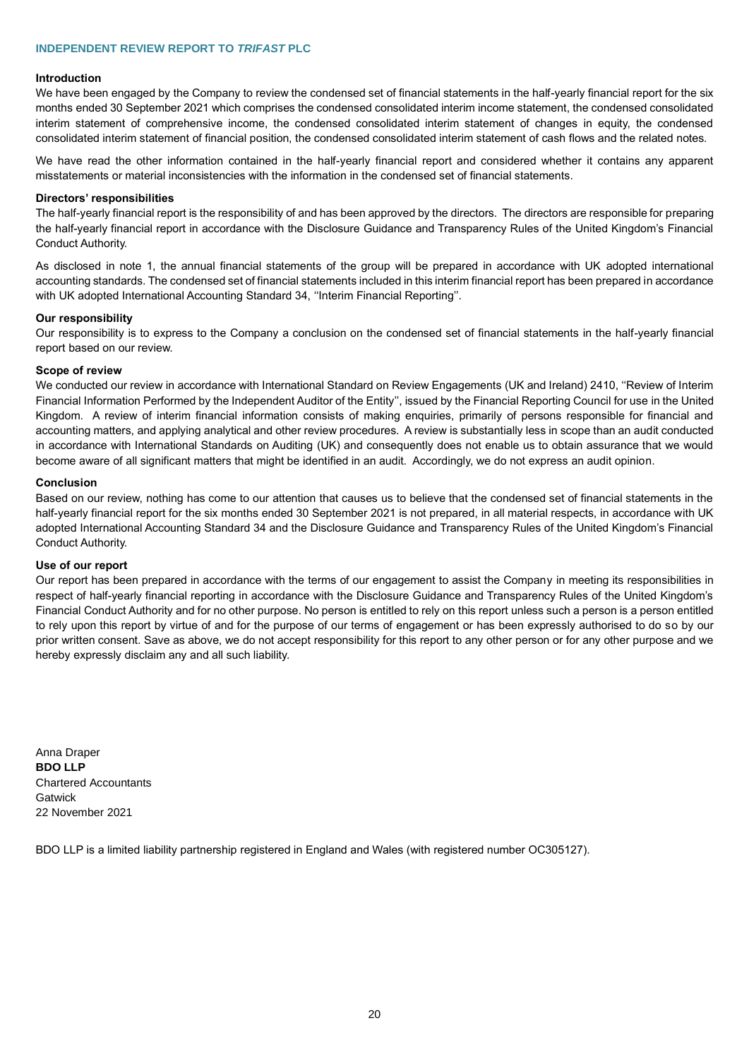## INDEPENDENT REVIEW REPORT TO *TRIFAST* PLC

**Introduction**

We have been engaged by the Company to review the condensed set of financial statements in the half-yearly financial report for the six months ended 30 September 2021 which comprises the condensed consolidated interim income statement, the condensed consolidated interim statement of comprehensive income, the condensed consolidated interim statement of changes in equity, the condensed consolidated interim statement of financial position, the condensed consolidated interim statement of cash flows and the related notes.

We have read the other information contained in the half-yearly financial report and considered whether it contains any apparent misstatements or material inconsistencies with the information in the condensed set of financial statements.

**Directors' responsibilities**

The half-yearly financial report is the responsibility of and has been approved by the directors. The directors are responsible for preparing the half-yearly financial report in accordance with the Disclosure Guidance and Transparency Rules of the United Kingdom's Financial Conduct Authority.

As disclosed in note 1, the annual financial statements of the group will be prepared in accordance with UK adopted international accounting standards. The condensed set of financial statements included in this interim financial report has been prepared in accordance with UK adopted International Accounting Standard 34, ''Interim Financial Reporting''.

**Our responsibility**

Our responsibility is to express to the Company a conclusion on the condensed set of financial statements in the half-yearly financial report based on our review.

**Scope of review**

We conducted our review in accordance with International Standard on Review Engagements (UK and Ireland) 2410, ''Review of Interim Financial Information Performed by the Independent Auditor of the Entity'', issued by the Financial Reporting Council for use in the United Kingdom. A review of interim financial information consists of making enquiries, primarily of persons responsible for financial and accounting matters, and applying analytical and other review procedures. A review is substantially less in scope than an audit conducted in accordance with International Standards on Auditing (UK) and consequently does not enable us to obtain assurance that we would become aware of all significant matters that might be identified in an audit. Accordingly, we do not express an audit opinion.

**Conclusion**

Based on our review, nothing has come to our attention that causes us to believe that the condensed set of financial statements in the half-yearly financial report for the six months ended 30 September 2021 is not prepared, in all material respects, in accordance with UK adopted International Accounting Standard 34 and the Disclosure Guidance and Transparency Rules of the United Kingdom's Financial Conduct Authority.

**Use of our report**

Our report has been prepared in accordance with the terms of our engagement to assist the Company in meeting its responsibilities in respect of half-yearly financial reporting in accordance with the Disclosure Guidance and Transparency Rules of the United Kingdom's Financial Conduct Authority and for no other purpose. No person is entitled to rely on this report unless such a person is a person entitled to rely upon this report by virtue of and for the purpose of our terms of engagement or has been expressly authorised to do so by our prior written consent. Save as above, we do not accept responsibility for this report to any other person or for any other purpose and we hereby expressly disclaim any and all such liability.

Anna Draper
**BDO LLP**
Chartered Accountants
Gatwick
22 November 2021

BDO LLP is a limited liability partnership registered in England and Wales (with registered number OC305127).